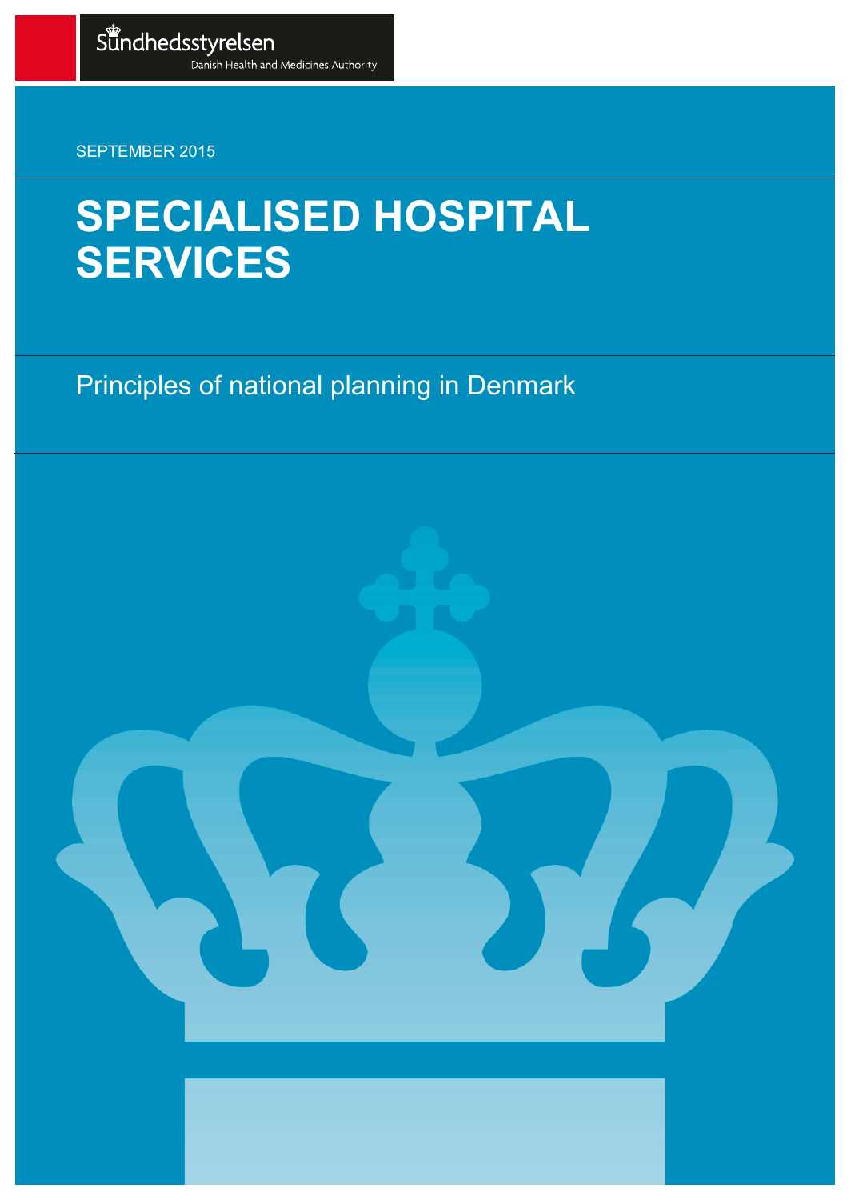Sundhedsstyrelsen

Danish Health and Medicines Authority

SEPTEMBER 2015

# SPECIALISED HOSPITAL SERVICES

## Principles of national planning in Denmark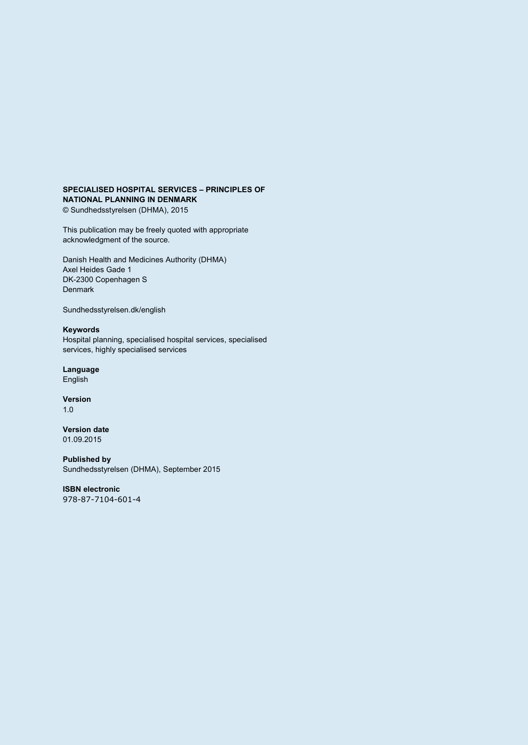**SPECIALISED HOSPITAL SERVICES – PRINCIPLES OF NATIONAL PLANNING IN DENMARK**
© Sundhedsstyrelsen (DHMA), 2015

This publication may be freely quoted with appropriate acknowledgment of the source.

Danish Health and Medicines Authority (DHMA)
Axel Heides Gade 1
DK-2300 Copenhagen S
Denmark

Sundhedsstyrelsen.dk/english

**Keywords**
Hospital planning, specialised hospital services, specialised services, highly specialised services

**Language**
English

**Version**
1.0

**Version date**
01.09.2015

**Published by**
Sundhedsstyrelsen (DHMA), September 2015

**ISBN electronic**
978-87-7104-601-4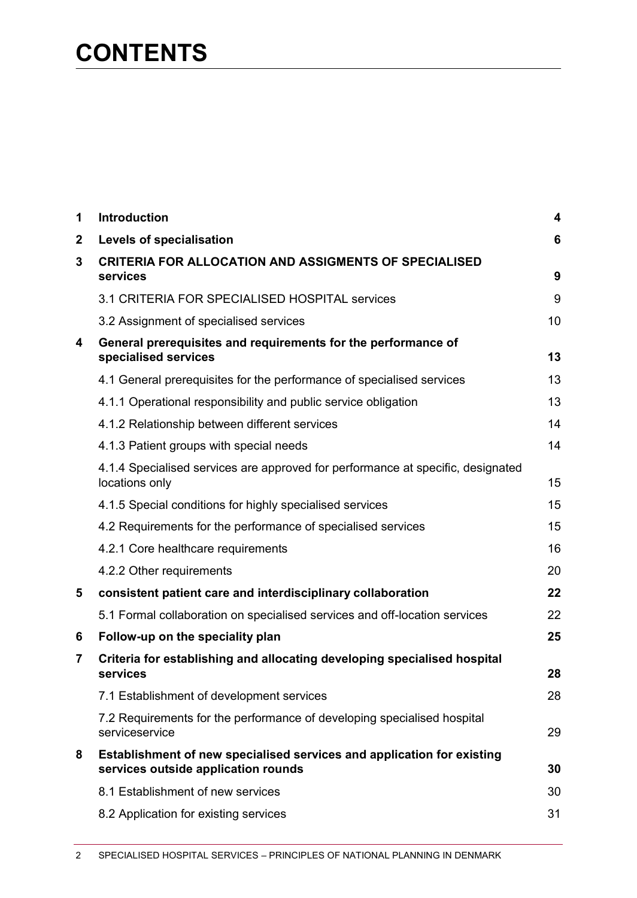# CONTENTS

| | | |
|---|---|---|
| **1** | **Introduction** | **4** |
| **2** | **Levels of specialisation** | **6** |
| **3** | **CRITERIA FOR ALLOCATION AND ASSIGMENTS OF SPECIALISED services** | **9** |
| | 3.1 CRITERIA FOR SPECIALISED HOSPITAL services | 9 |
| | 3.2 Assignment of specialised services | 10 |
| **4** | **General prerequisites and requirements for the performance of specialised services** | **13** |
| | 4.1 General prerequisites for the performance of specialised services | 13 |
| | 4.1.1 Operational responsibility and public service obligation | 13 |
| | 4.1.2 Relationship between different services | 14 |
| | 4.1.3 Patient groups with special needs | 14 |
| | 4.1.4 Specialised services are approved for performance at specific, designated locations only | 15 |
| | 4.1.5 Special conditions for highly specialised services | 15 |
| | 4.2 Requirements for the performance of specialised services | 15 |
| | 4.2.1 Core healthcare requirements | 16 |
| | 4.2.2 Other requirements | 20 |
| **5** | **consistent patient care and interdisciplinary collaboration** | **22** |
| | 5.1 Formal collaboration on specialised services and off-location services | 22 |
| **6** | **Follow-up on the speciality plan** | **25** |
| **7** | **Criteria for establishing and allocating developing specialised hospital services** | **28** |
| | 7.1 Establishment of development services | 28 |
| | 7.2 Requirements for the performance of developing specialised hospital serviceservice | 29 |
| **8** | **Establishment of new specialised services and application for existing services outside application rounds** | **30** |
| | 8.1 Establishment of new services | 30 |
| | 8.2 Application for existing services | 31 |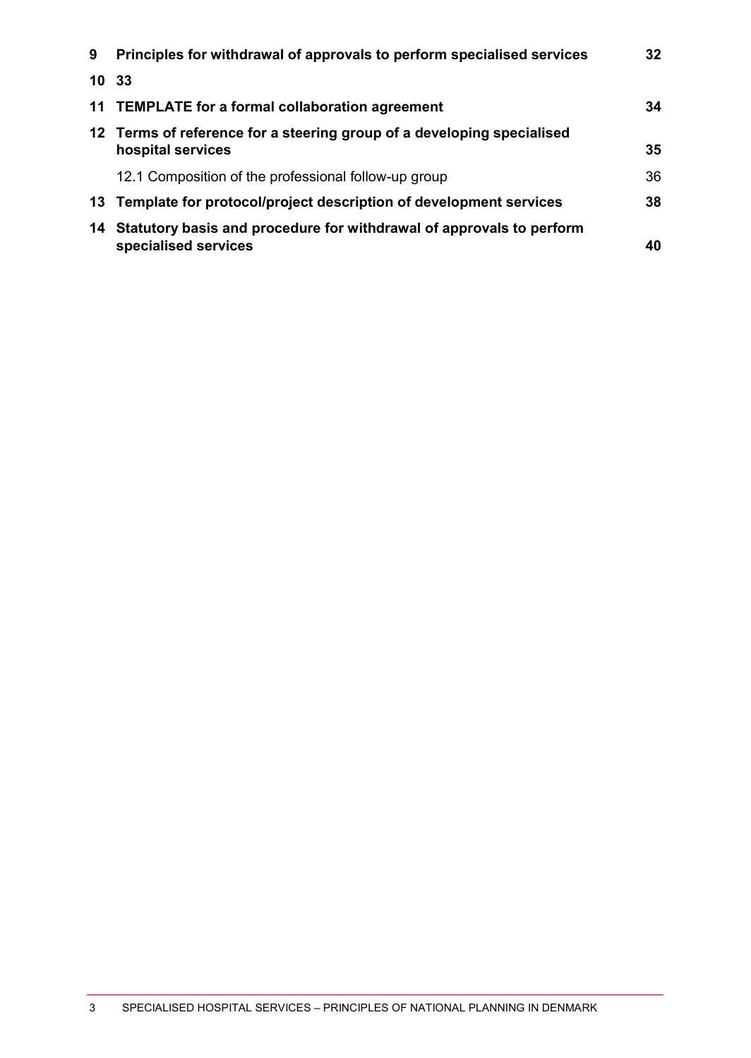| | | |
|---|---|---|
| **9** | **Principles for withdrawal of approvals to perform specialised services** | **32** |
| **10** | **33** | |
| **11** | **TEMPLATE for a formal collaboration agreement** | **34** |
| **12** | **Terms of reference for a steering group of a developing specialised hospital services** | **35** |
| | 12.1 Composition of the professional follow-up group | 36 |
| **13** | **Template for protocol/project description of development services** | **38** |
| **14** | **Statutory basis and procedure for withdrawal of approvals to perform specialised services** | **40** |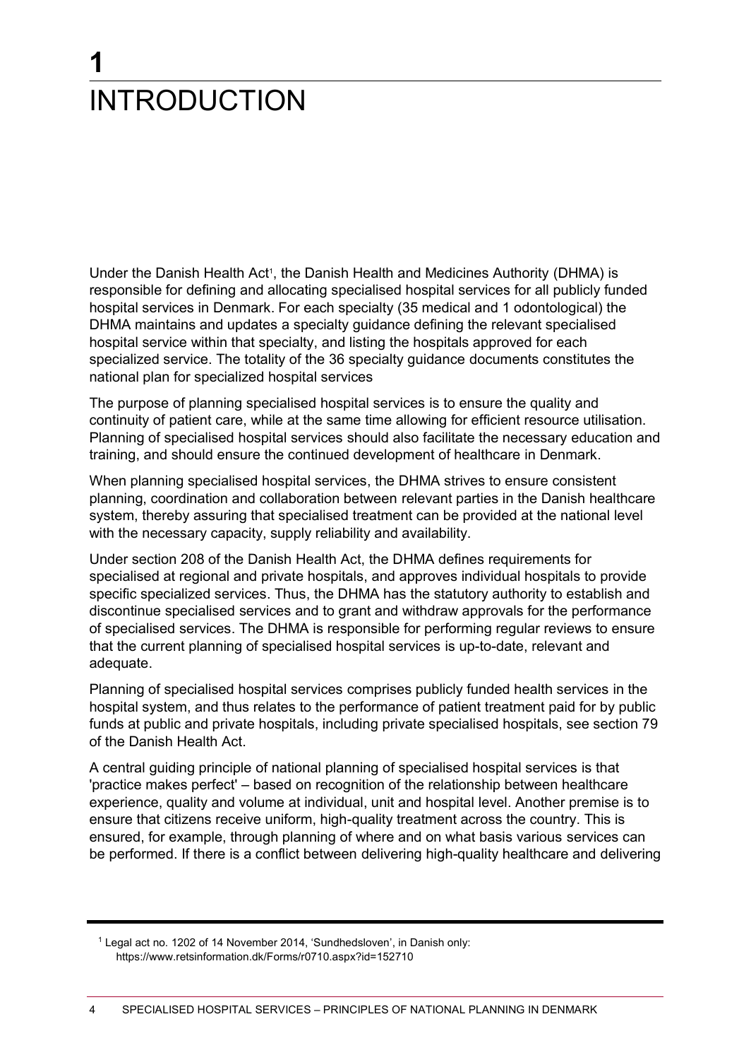# 1 INTRODUCTION

Under the Danish Health Act[1], the Danish Health and Medicines Authority (DHMA) is responsible for defining and allocating specialised hospital services for all publicly funded hospital services in Denmark. For each specialty (35 medical and 1 odontological) the DHMA maintains and updates a specialty guidance defining the relevant specialised hospital service within that specialty, and listing the hospitals approved for each specialized service. The totality of the 36 specialty guidance documents constitutes the national plan for specialized hospital services

The purpose of planning specialised hospital services is to ensure the quality and continuity of patient care, while at the same time allowing for efficient resource utilisation. Planning of specialised hospital services should also facilitate the necessary education and training, and should ensure the continued development of healthcare in Denmark.

When planning specialised hospital services, the DHMA strives to ensure consistent planning, coordination and collaboration between relevant parties in the Danish healthcare system, thereby assuring that specialised treatment can be provided at the national level with the necessary capacity, supply reliability and availability.

Under section 208 of the Danish Health Act, the DHMA defines requirements for specialised at regional and private hospitals, and approves individual hospitals to provide specific specialized services. Thus, the DHMA has the statutory authority to establish and discontinue specialised services and to grant and withdraw approvals for the performance of specialised services. The DHMA is responsible for performing regular reviews to ensure that the current planning of specialised hospital services is up-to-date, relevant and adequate.

Planning of specialised hospital services comprises publicly funded health services in the hospital system, and thus relates to the performance of patient treatment paid for by public funds at public and private hospitals, including private specialised hospitals, see section 79 of the Danish Health Act.

A central guiding principle of national planning of specialised hospital services is that 'practice makes perfect' – based on recognition of the relationship between healthcare experience, quality and volume at individual, unit and hospital level. Another premise is to ensure that citizens receive uniform, high-quality treatment across the country. This is ensured, for example, through planning of where and on what basis various services can be performed. If there is a conflict between delivering high-quality healthcare and delivering

[1] Legal act no. 1202 of 14 November 2014, 'Sundhedsloven', in Danish only: https://www.retsinformation.dk/Forms/r0710.aspx?id=152710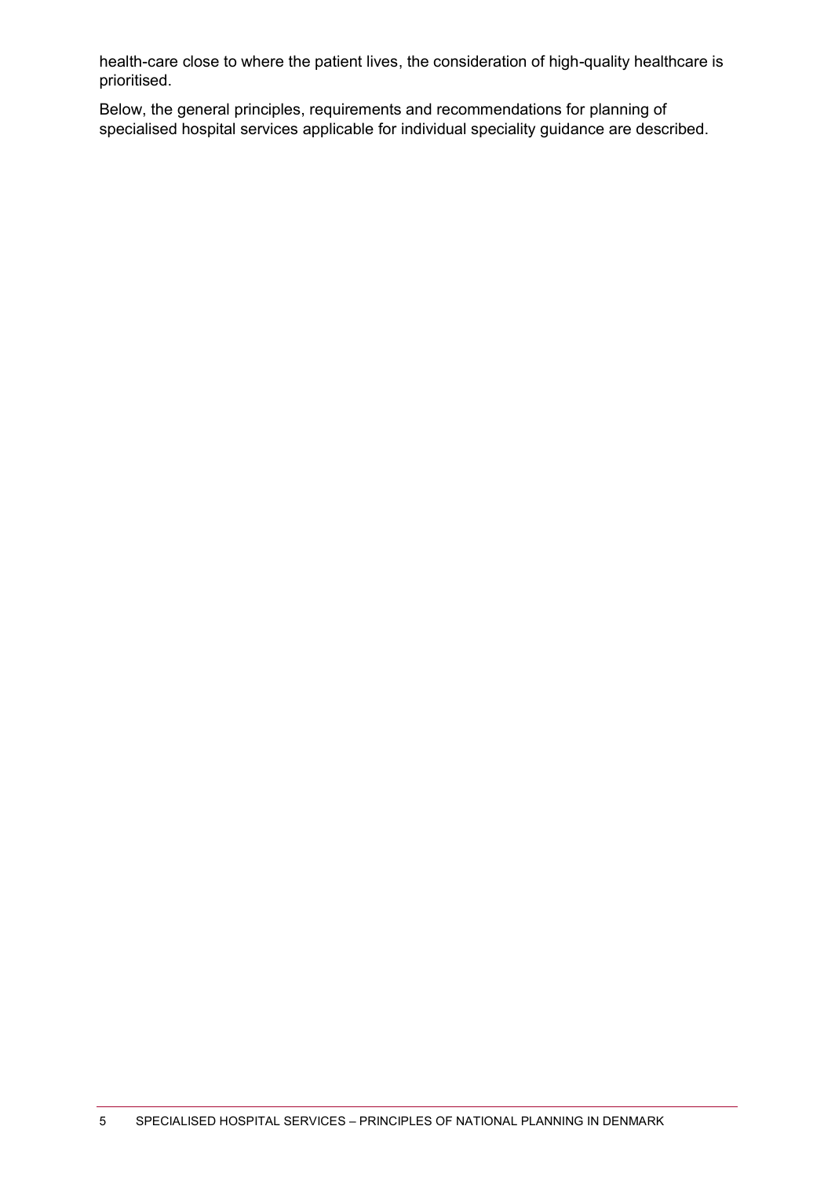health-care close to where the patient lives, the consideration of high-quality healthcare is prioritised.

Below, the general principles, requirements and recommendations for planning of specialised hospital services applicable for individual speciality guidance are described.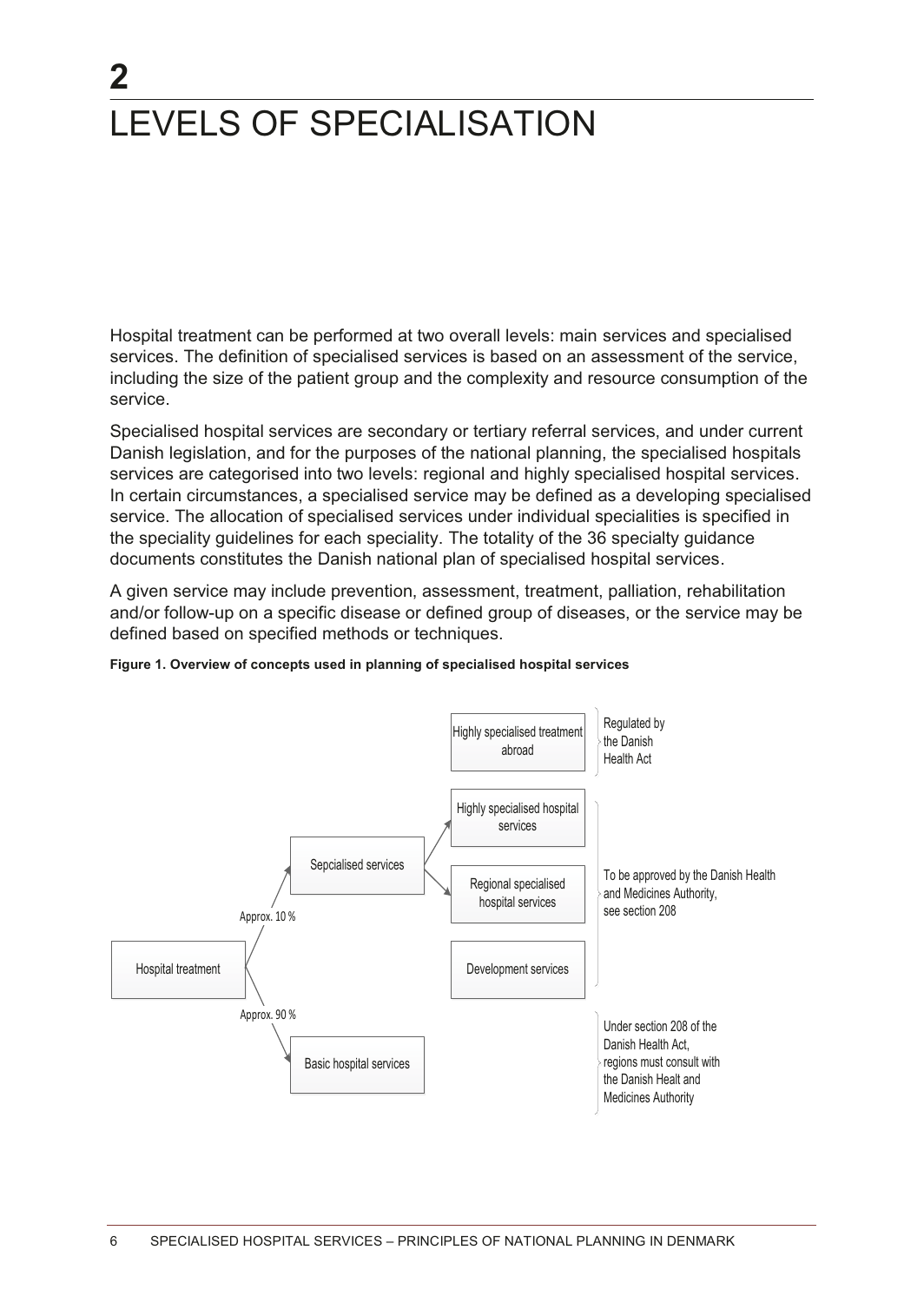# 2 LEVELS OF SPECIALISATION

Hospital treatment can be performed at two overall levels: main services and specialised services. The definition of specialised services is based on an assessment of the service, including the size of the patient group and the complexity and resource consumption of the service.

Specialised hospital services are secondary or tertiary referral services, and under current Danish legislation, and for the purposes of the national planning, the specialised hospitals services are categorised into two levels: regional and highly specialised hospital services. In certain circumstances, a specialised service may be defined as a developing specialised service. The allocation of specialised services under individual specialities is specified in the speciality guidelines for each speciality. The totality of the 36 specialty guidance documents constitutes the Danish national plan of specialised hospital services.

A given service may include prevention, assessment, treatment, palliation, rehabilitation and/or follow-up on a specific disease or defined group of diseases, or the service may be defined based on specified methods or techniques.

**Figure 1. Overview of concepts used in planning of specialised hospital services**

- Hospital treatment
  - Approx. 10 % → Sepcialised services
    - Highly specialised treatment abroad — Regulated by the Danish Health Act
    - Highly specialised hospital services
    - Regional specialised hospital services
    - Development services
    - (Highly specialised hospital services, Regional specialised hospital services, Development services) — To be approved by the Danish Health and Medicines Authority, see section 208
  - Approx. 90 % → Basic hospital services — Under section 208 of the Danish Health Act, regions must consult with the Danish Healt and Medicines Authority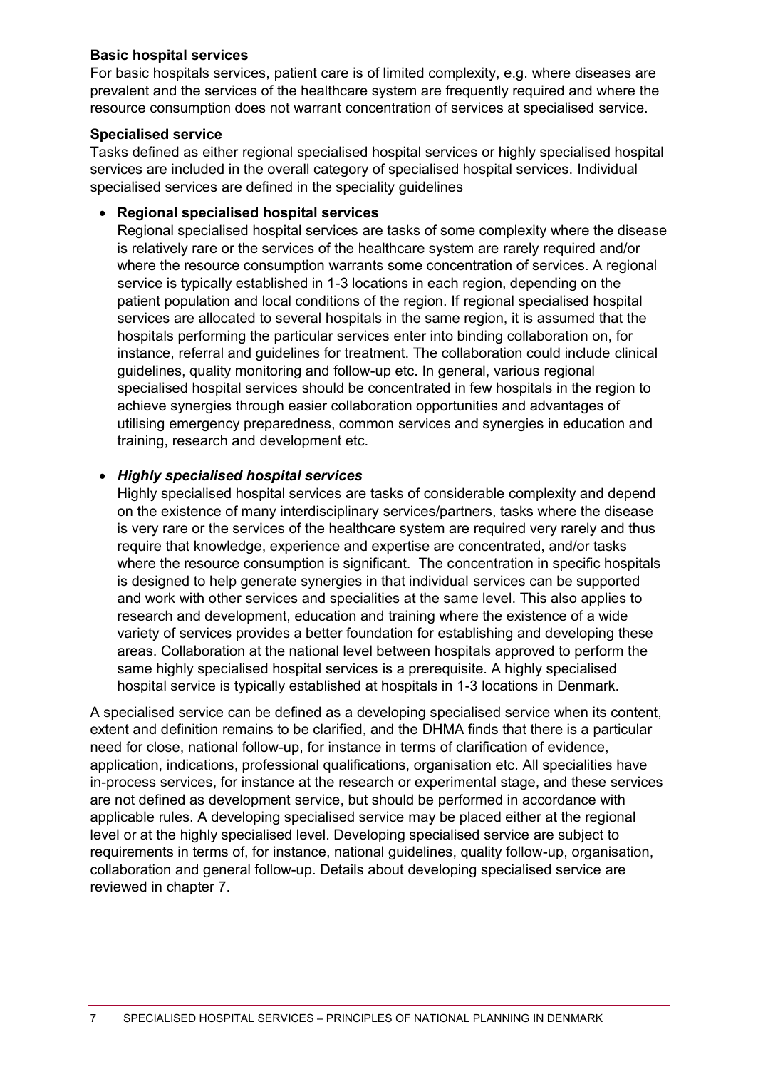**Basic hospital services**

For basic hospitals services, patient care is of limited complexity, e.g. where diseases are prevalent and the services of the healthcare system are frequently required and where the resource consumption does not warrant concentration of services at specialised service.

**Specialised service**

Tasks defined as either regional specialised hospital services or highly specialised hospital services are included in the overall category of specialised hospital services. Individual specialised services are defined in the speciality guidelines

- **Regional specialised hospital services**

  Regional specialised hospital services are tasks of some complexity where the disease is relatively rare or the services of the healthcare system are rarely required and/or where the resource consumption warrants some concentration of services. A regional service is typically established in 1-3 locations in each region, depending on the patient population and local conditions of the region. If regional specialised hospital services are allocated to several hospitals in the same region, it is assumed that the hospitals performing the particular services enter into binding collaboration on, for instance, referral and guidelines for treatment. The collaboration could include clinical guidelines, quality monitoring and follow-up etc. In general, various regional specialised hospital services should be concentrated in few hospitals in the region to achieve synergies through easier collaboration opportunities and advantages of utilising emergency preparedness, common services and synergies in education and training, research and development etc.

- ***Highly specialised hospital services***

  Highly specialised hospital services are tasks of considerable complexity and depend on the existence of many interdisciplinary services/partners, tasks where the disease is very rare or the services of the healthcare system are required very rarely and thus require that knowledge, experience and expertise are concentrated, and/or tasks where the resource consumption is significant. The concentration in specific hospitals is designed to help generate synergies in that individual services can be supported and work with other services and specialities at the same level. This also applies to research and development, education and training where the existence of a wide variety of services provides a better foundation for establishing and developing these areas. Collaboration at the national level between hospitals approved to perform the same highly specialised hospital services is a prerequisite. A highly specialised hospital service is typically established at hospitals in 1-3 locations in Denmark.

A specialised service can be defined as a developing specialised service when its content, extent and definition remains to be clarified, and the DHMA finds that there is a particular need for close, national follow-up, for instance in terms of clarification of evidence, application, indications, professional qualifications, organisation etc. All specialities have in-process services, for instance at the research or experimental stage, and these services are not defined as development service, but should be performed in accordance with applicable rules. A developing specialised service may be placed either at the regional level or at the highly specialised level. Developing specialised service are subject to requirements in terms of, for instance, national guidelines, quality follow-up, organisation, collaboration and general follow-up. Details about developing specialised service are reviewed in chapter 7.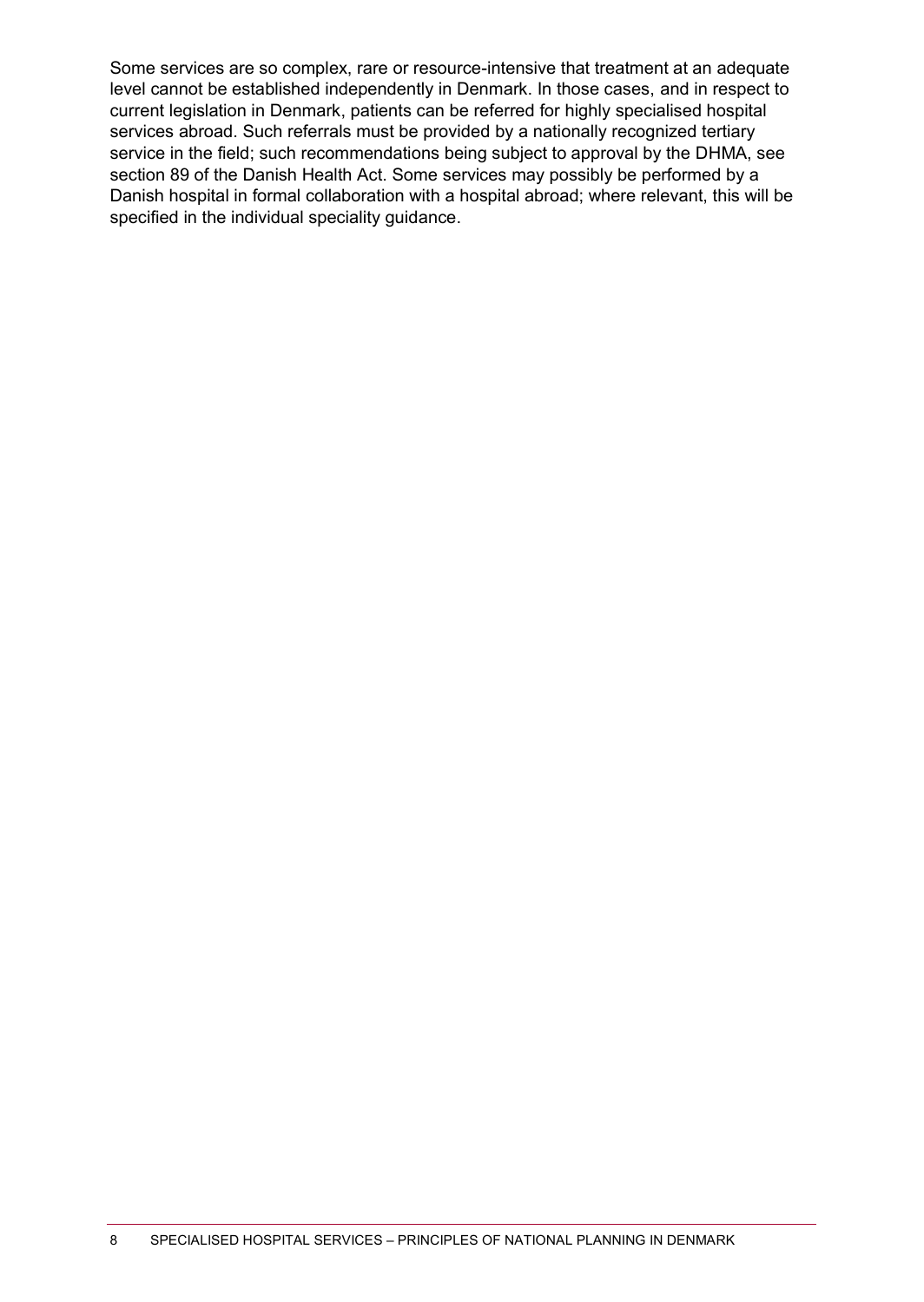Some services are so complex, rare or resource-intensive that treatment at an adequate level cannot be established independently in Denmark. In those cases, and in respect to current legislation in Denmark, patients can be referred for highly specialised hospital services abroad. Such referrals must be provided by a nationally recognized tertiary service in the field; such recommendations being subject to approval by the DHMA, see section 89 of the Danish Health Act. Some services may possibly be performed by a Danish hospital in formal collaboration with a hospital abroad; where relevant, this will be specified in the individual speciality guidance.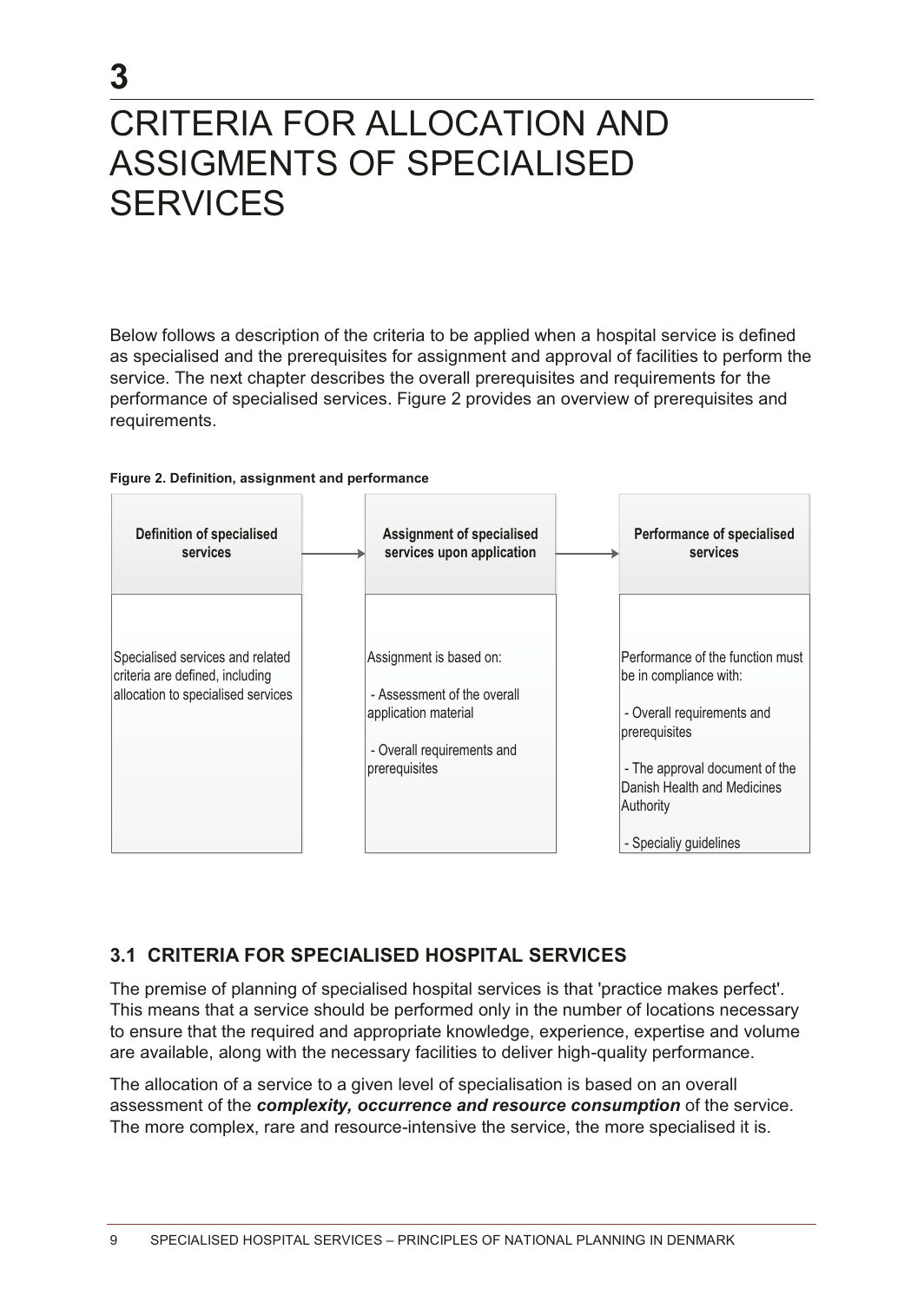# 3 CRITERIA FOR ALLOCATION AND ASSIGMENTS OF SPECIALISED SERVICES

Below follows a description of the criteria to be applied when a hospital service is defined as specialised and the prerequisites for assignment and approval of facilities to perform the service. The next chapter describes the overall prerequisites and requirements for the performance of specialised services. Figure 2 provides an overview of prerequisites and requirements.

**Figure 2. Definition, assignment and performance**

| Definition of specialised services | → | Assignment of specialised services upon application | → | Performance of specialised services |
|---|---|---|---|---|
| Specialised services and related criteria are defined, including allocation to specialised services | | Assignment is based on:<br>- Assessment of the overall application material<br>- Overall requirements and prerequisites | | Performance of the function must be in compliance with:<br>- Overall requirements and prerequisites<br>- The approval document of the Danish Health and Medicines Authority<br>- Specialiy guidelines |

## 3.1 CRITERIA FOR SPECIALISED HOSPITAL SERVICES

The premise of planning of specialised hospital services is that 'practice makes perfect'. This means that a service should be performed only in the number of locations necessary to ensure that the required and appropriate knowledge, experience, expertise and volume are available, along with the necessary facilities to deliver high-quality performance.

The allocation of a service to a given level of specialisation is based on an overall assessment of the ***complexity, occurrence and resource consumption*** of the service. The more complex, rare and resource-intensive the service, the more specialised it is.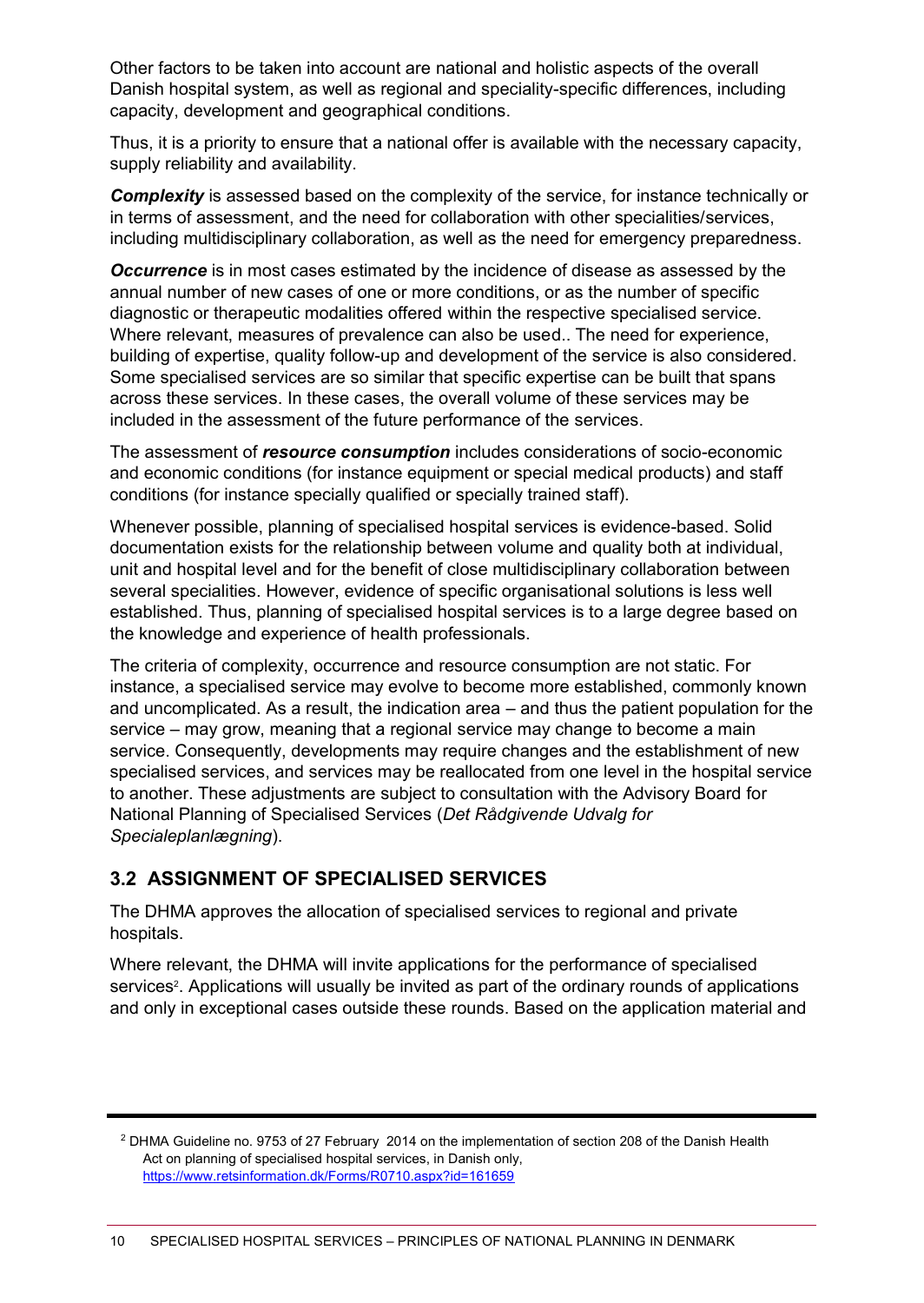Other factors to be taken into account are national and holistic aspects of the overall Danish hospital system, as well as regional and speciality-specific differences, including capacity, development and geographical conditions.

Thus, it is a priority to ensure that a national offer is available with the necessary capacity, supply reliability and availability.

***Complexity*** is assessed based on the complexity of the service, for instance technically or in terms of assessment, and the need for collaboration with other specialities/services, including multidisciplinary collaboration, as well as the need for emergency preparedness.

***Occurrence*** is in most cases estimated by the incidence of disease as assessed by the annual number of new cases of one or more conditions, or as the number of specific diagnostic or therapeutic modalities offered within the respective specialised service. Where relevant, measures of prevalence can also be used.. The need for experience, building of expertise, quality follow-up and development of the service is also considered. Some specialised services are so similar that specific expertise can be built that spans across these services. In these cases, the overall volume of these services may be included in the assessment of the future performance of the services.

The assessment of ***resource consumption*** includes considerations of socio-economic and economic conditions (for instance equipment or special medical products) and staff conditions (for instance specially qualified or specially trained staff).

Whenever possible, planning of specialised hospital services is evidence-based. Solid documentation exists for the relationship between volume and quality both at individual, unit and hospital level and for the benefit of close multidisciplinary collaboration between several specialities. However, evidence of specific organisational solutions is less well established. Thus, planning of specialised hospital services is to a large degree based on the knowledge and experience of health professionals.

The criteria of complexity, occurrence and resource consumption are not static. For instance, a specialised service may evolve to become more established, commonly known and uncomplicated. As a result, the indication area – and thus the patient population for the service – may grow, meaning that a regional service may change to become a main service. Consequently, developments may require changes and the establishment of new specialised services, and services may be reallocated from one level in the hospital service to another. These adjustments are subject to consultation with the Advisory Board for National Planning of Specialised Services (*Det Rådgivende Udvalg for Specialeplanlægning*).

## 3.2 ASSIGNMENT OF SPECIALISED SERVICES

The DHMA approves the allocation of specialised services to regional and private hospitals.

Where relevant, the DHMA will invite applications for the performance of specialised services[2]. Applications will usually be invited as part of the ordinary rounds of applications and only in exceptional cases outside these rounds. Based on the application material and

---

[2] DHMA Guideline no. 9753 of 27 February 2014 on the implementation of section 208 of the Danish Health Act on planning of specialised hospital services, in Danish only, https://www.retsinformation.dk/Forms/R0710.aspx?id=161659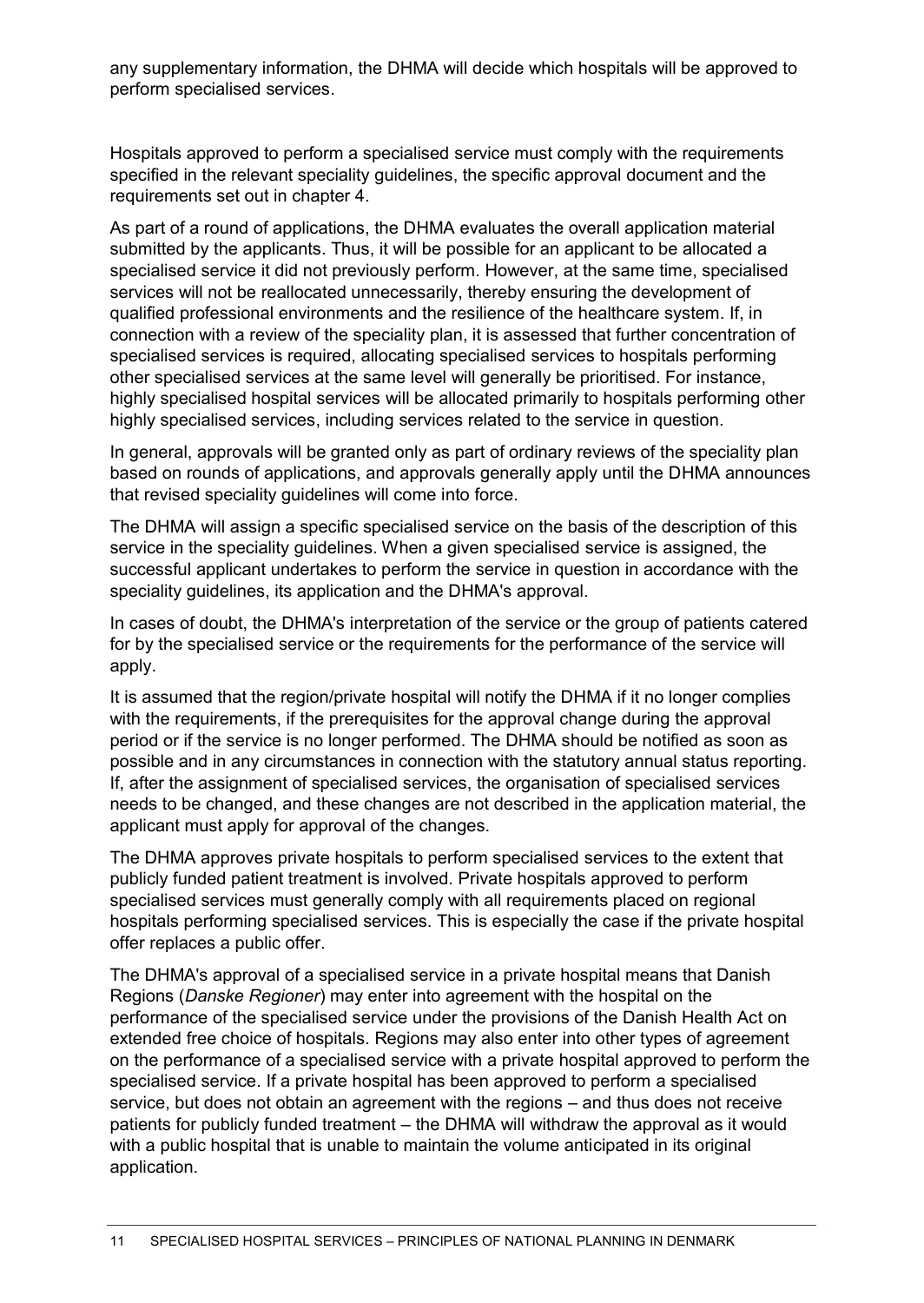any supplementary information, the DHMA will decide which hospitals will be approved to perform specialised services.

Hospitals approved to perform a specialised service must comply with the requirements specified in the relevant speciality guidelines, the specific approval document and the requirements set out in chapter 4.

As part of a round of applications, the DHMA evaluates the overall application material submitted by the applicants. Thus, it will be possible for an applicant to be allocated a specialised service it did not previously perform. However, at the same time, specialised services will not be reallocated unnecessarily, thereby ensuring the development of qualified professional environments and the resilience of the healthcare system. If, in connection with a review of the speciality plan, it is assessed that further concentration of specialised services is required, allocating specialised services to hospitals performing other specialised services at the same level will generally be prioritised. For instance, highly specialised hospital services will be allocated primarily to hospitals performing other highly specialised services, including services related to the service in question.

In general, approvals will be granted only as part of ordinary reviews of the speciality plan based on rounds of applications, and approvals generally apply until the DHMA announces that revised speciality guidelines will come into force.

The DHMA will assign a specific specialised service on the basis of the description of this service in the speciality guidelines. When a given specialised service is assigned, the successful applicant undertakes to perform the service in question in accordance with the speciality guidelines, its application and the DHMA's approval.

In cases of doubt, the DHMA's interpretation of the service or the group of patients catered for by the specialised service or the requirements for the performance of the service will apply.

It is assumed that the region/private hospital will notify the DHMA if it no longer complies with the requirements, if the prerequisites for the approval change during the approval period or if the service is no longer performed. The DHMA should be notified as soon as possible and in any circumstances in connection with the statutory annual status reporting. If, after the assignment of specialised services, the organisation of specialised services needs to be changed, and these changes are not described in the application material, the applicant must apply for approval of the changes.

The DHMA approves private hospitals to perform specialised services to the extent that publicly funded patient treatment is involved. Private hospitals approved to perform specialised services must generally comply with all requirements placed on regional hospitals performing specialised services. This is especially the case if the private hospital offer replaces a public offer.

The DHMA's approval of a specialised service in a private hospital means that Danish Regions (*Danske Regioner*) may enter into agreement with the hospital on the performance of the specialised service under the provisions of the Danish Health Act on extended free choice of hospitals. Regions may also enter into other types of agreement on the performance of a specialised service with a private hospital approved to perform the specialised service. If a private hospital has been approved to perform a specialised service, but does not obtain an agreement with the regions – and thus does not receive patients for publicly funded treatment – the DHMA will withdraw the approval as it would with a public hospital that is unable to maintain the volume anticipated in its original application.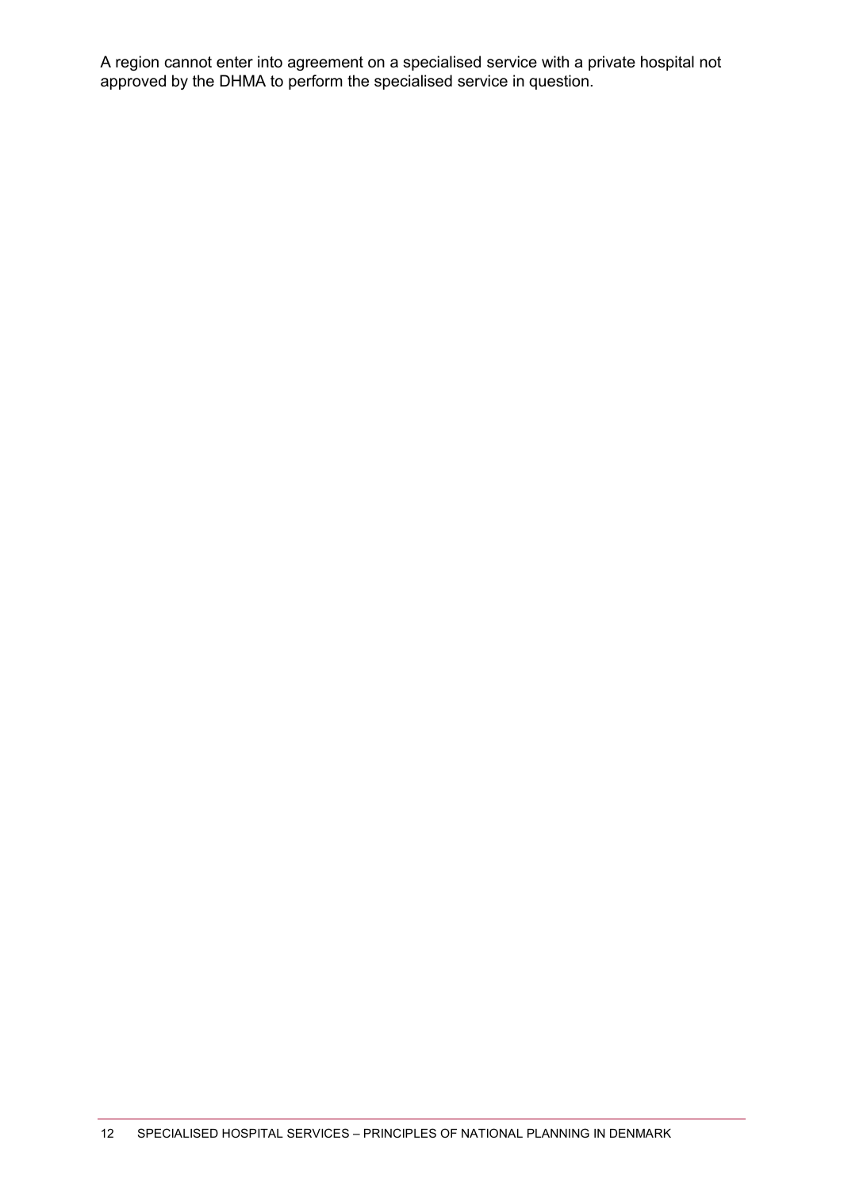A region cannot enter into agreement on a specialised service with a private hospital not approved by the DHMA to perform the specialised service in question.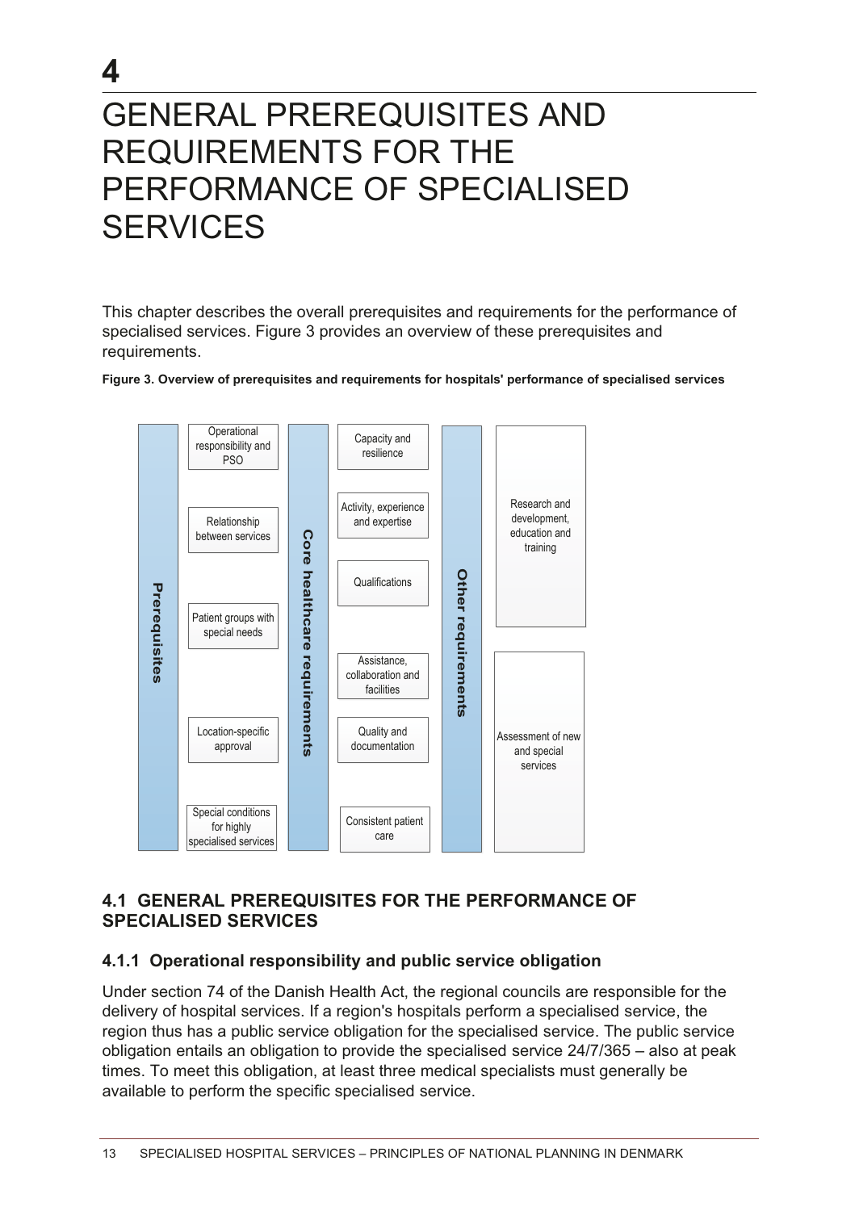# 4

# GENERAL PREREQUISITES AND REQUIREMENTS FOR THE PERFORMANCE OF SPECIALISED SERVICES

This chapter describes the overall prerequisites and requirements for the performance of specialised services. Figure 3 provides an overview of these prerequisites and requirements.

**Figure 3. Overview of prerequisites and requirements for hospitals' performance of specialised services**

| Prerequisites | Core healthcare requirements | Other requirements |
|---|---|---|
| Operational responsibility and PSO | Capacity and resilience | Research and development, education and training |
| Relationship between services | Activity, experience and expertise | Assessment of new and special services |
| Patient groups with special needs | Qualifications | |
| Location-specific approval | Assistance, collaboration and facilities | |
| Special conditions for highly specialised services | Quality and documentation | |
| | Consistent patient care | |

## 4.1 GENERAL PREREQUISITES FOR THE PERFORMANCE OF SPECIALISED SERVICES

### 4.1.1 Operational responsibility and public service obligation

Under section 74 of the Danish Health Act, the regional councils are responsible for the delivery of hospital services. If a region's hospitals perform a specialised service, the region thus has a public service obligation for the specialised service. The public service obligation entails an obligation to provide the specialised service 24/7/365 – also at peak times. To meet this obligation, at least three medical specialists must generally be available to perform the specific specialised service.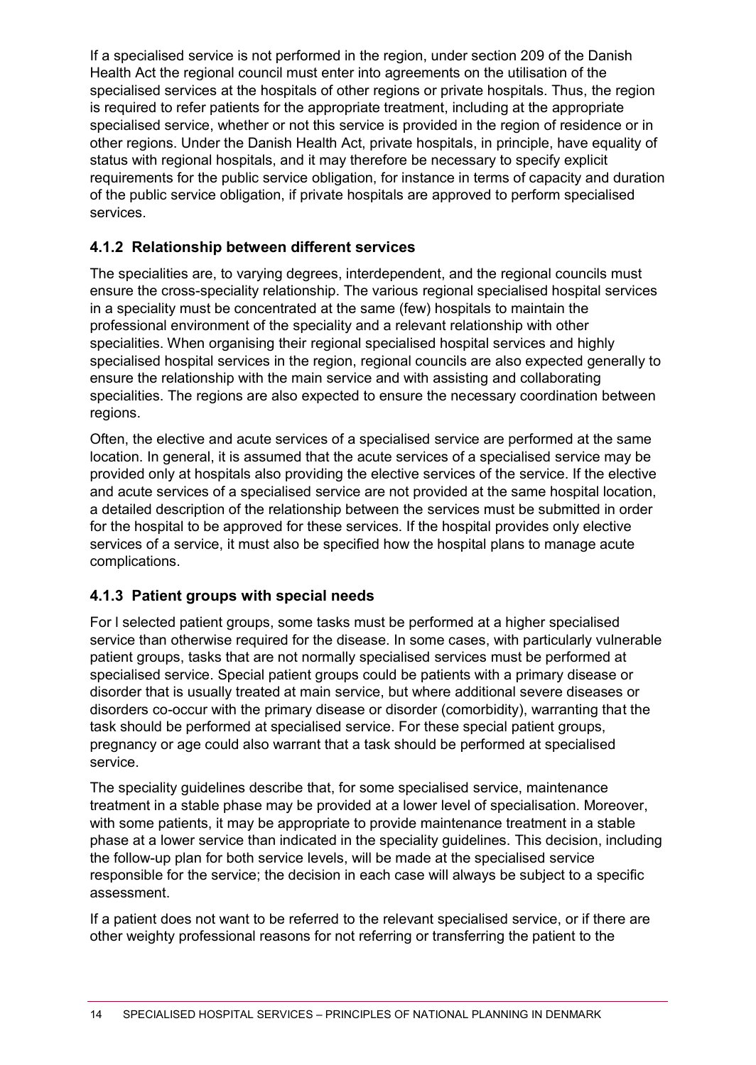If a specialised service is not performed in the region, under section 209 of the Danish Health Act the regional council must enter into agreements on the utilisation of the specialised services at the hospitals of other regions or private hospitals. Thus, the region is required to refer patients for the appropriate treatment, including at the appropriate specialised service, whether or not this service is provided in the region of residence or in other regions. Under the Danish Health Act, private hospitals, in principle, have equality of status with regional hospitals, and it may therefore be necessary to specify explicit requirements for the public service obligation, for instance in terms of capacity and duration of the public service obligation, if private hospitals are approved to perform specialised services.

### 4.1.2 Relationship between different services

The specialities are, to varying degrees, interdependent, and the regional councils must ensure the cross-speciality relationship. The various regional specialised hospital services in a speciality must be concentrated at the same (few) hospitals to maintain the professional environment of the speciality and a relevant relationship with other specialities. When organising their regional specialised hospital services and highly specialised hospital services in the region, regional councils are also expected generally to ensure the relationship with the main service and with assisting and collaborating specialities. The regions are also expected to ensure the necessary coordination between regions.

Often, the elective and acute services of a specialised service are performed at the same location. In general, it is assumed that the acute services of a specialised service may be provided only at hospitals also providing the elective services of the service. If the elective and acute services of a specialised service are not provided at the same hospital location, a detailed description of the relationship between the services must be submitted in order for the hospital to be approved for these services. If the hospital provides only elective services of a service, it must also be specified how the hospital plans to manage acute complications.

### 4.1.3 Patient groups with special needs

For l selected patient groups, some tasks must be performed at a higher specialised service than otherwise required for the disease. In some cases, with particularly vulnerable patient groups, tasks that are not normally specialised services must be performed at specialised service. Special patient groups could be patients with a primary disease or disorder that is usually treated at main service, but where additional severe diseases or disorders co-occur with the primary disease or disorder (comorbidity), warranting that the task should be performed at specialised service. For these special patient groups, pregnancy or age could also warrant that a task should be performed at specialised service.

The speciality guidelines describe that, for some specialised service, maintenance treatment in a stable phase may be provided at a lower level of specialisation. Moreover, with some patients, it may be appropriate to provide maintenance treatment in a stable phase at a lower service than indicated in the speciality guidelines. This decision, including the follow-up plan for both service levels, will be made at the specialised service responsible for the service; the decision in each case will always be subject to a specific assessment.

If a patient does not want to be referred to the relevant specialised service, or if there are other weighty professional reasons for not referring or transferring the patient to the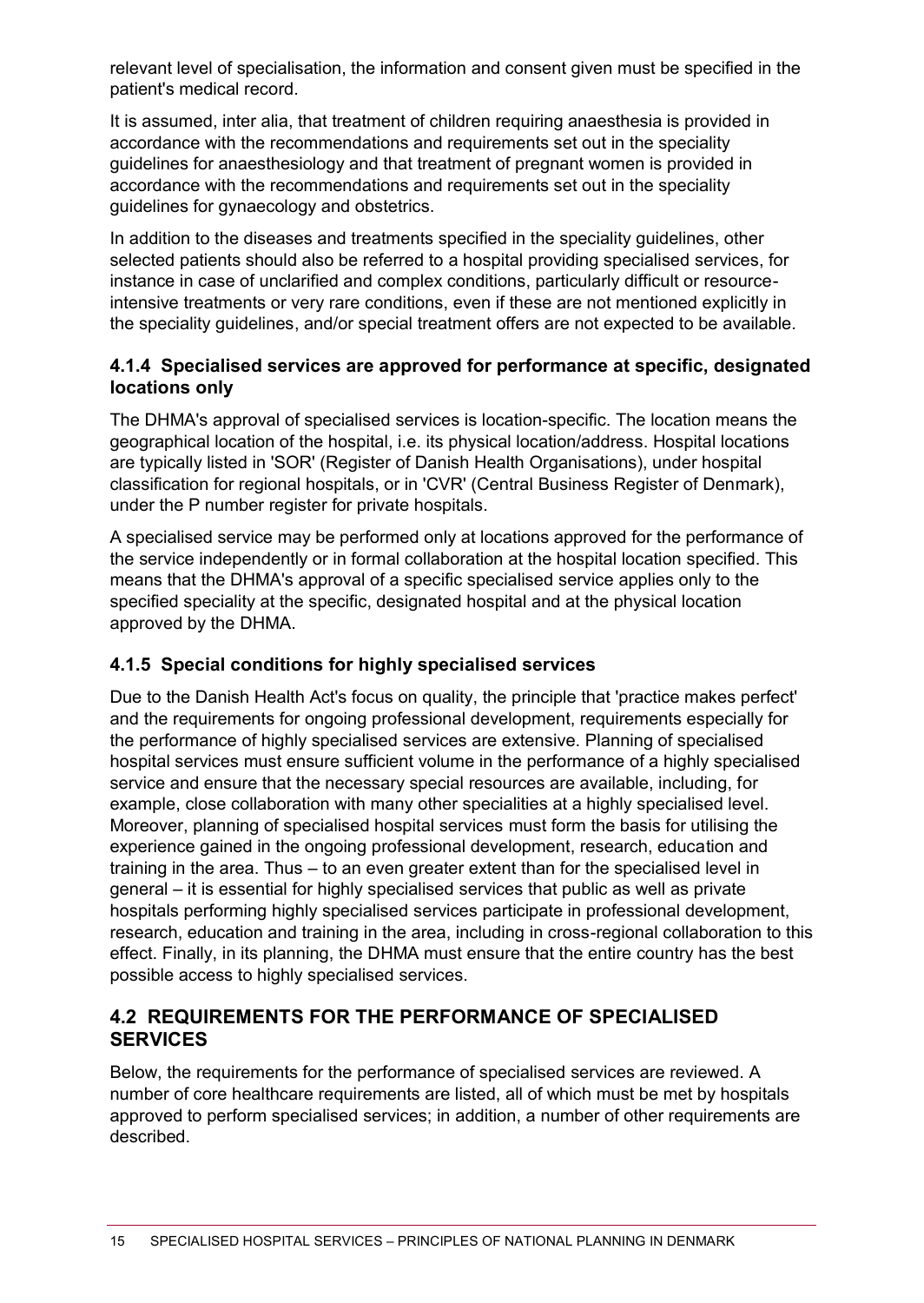relevant level of specialisation, the information and consent given must be specified in the patient's medical record.

It is assumed, inter alia, that treatment of children requiring anaesthesia is provided in accordance with the recommendations and requirements set out in the speciality guidelines for anaesthesiology and that treatment of pregnant women is provided in accordance with the recommendations and requirements set out in the speciality guidelines for gynaecology and obstetrics.

In addition to the diseases and treatments specified in the speciality guidelines, other selected patients should also be referred to a hospital providing specialised services, for instance in case of unclarified and complex conditions, particularly difficult or resource-intensive treatments or very rare conditions, even if these are not mentioned explicitly in the speciality guidelines, and/or special treatment offers are not expected to be available.

### 4.1.4 Specialised services are approved for performance at specific, designated locations only

The DHMA's approval of specialised services is location-specific. The location means the geographical location of the hospital, i.e. its physical location/address. Hospital locations are typically listed in 'SOR' (Register of Danish Health Organisations), under hospital classification for regional hospitals, or in 'CVR' (Central Business Register of Denmark), under the P number register for private hospitals.

A specialised service may be performed only at locations approved for the performance of the service independently or in formal collaboration at the hospital location specified. This means that the DHMA's approval of a specific specialised service applies only to the specified speciality at the specific, designated hospital and at the physical location approved by the DHMA.

### 4.1.5 Special conditions for highly specialised services

Due to the Danish Health Act's focus on quality, the principle that 'practice makes perfect' and the requirements for ongoing professional development, requirements especially for the performance of highly specialised services are extensive. Planning of specialised hospital services must ensure sufficient volume in the performance of a highly specialised service and ensure that the necessary special resources are available, including, for example, close collaboration with many other specialities at a highly specialised level. Moreover, planning of specialised hospital services must form the basis for utilising the experience gained in the ongoing professional development, research, education and training in the area. Thus – to an even greater extent than for the specialised level in general – it is essential for highly specialised services that public as well as private hospitals performing highly specialised services participate in professional development, research, education and training in the area, including in cross-regional collaboration to this effect. Finally, in its planning, the DHMA must ensure that the entire country has the best possible access to highly specialised services.

## 4.2 REQUIREMENTS FOR THE PERFORMANCE OF SPECIALISED SERVICES

Below, the requirements for the performance of specialised services are reviewed. A number of core healthcare requirements are listed, all of which must be met by hospitals approved to perform specialised services; in addition, a number of other requirements are described.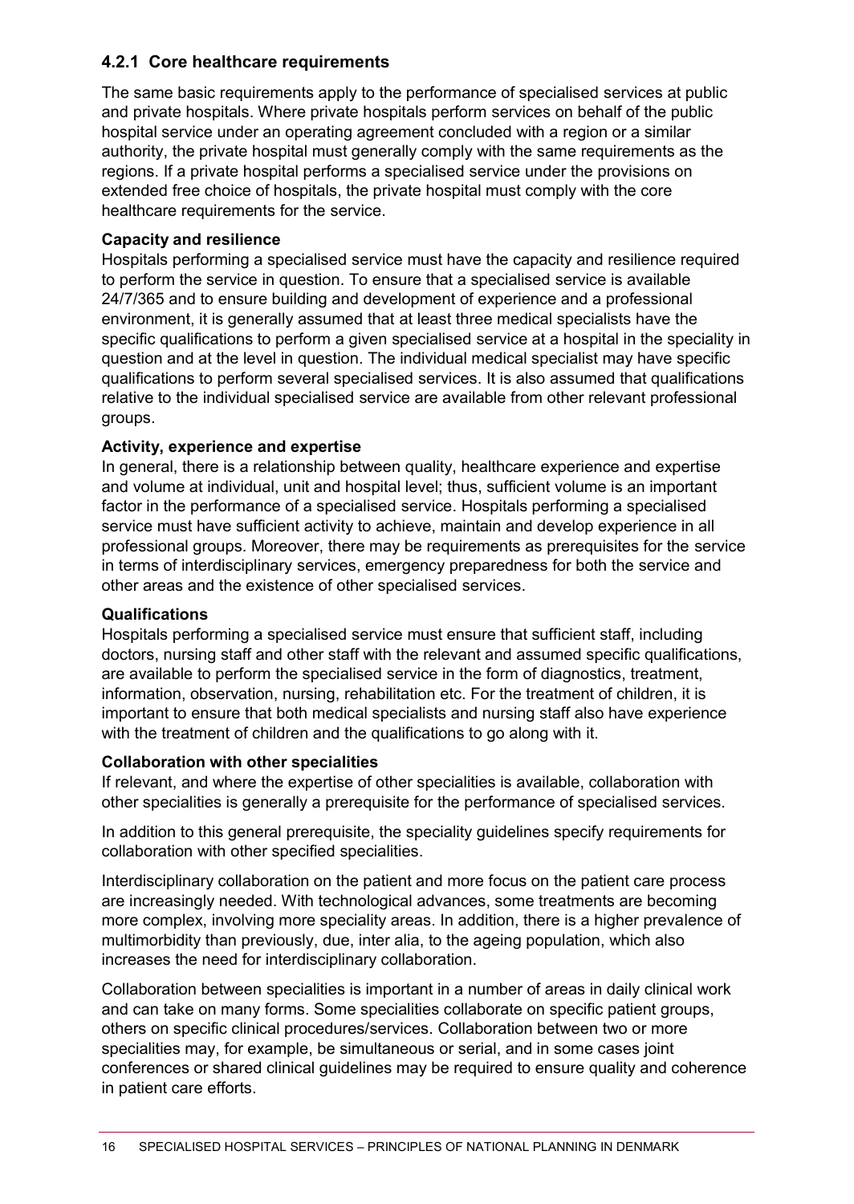### 4.2.1 Core healthcare requirements

The same basic requirements apply to the performance of specialised services at public and private hospitals. Where private hospitals perform services on behalf of the public hospital service under an operating agreement concluded with a region or a similar authority, the private hospital must generally comply with the same requirements as the regions. If a private hospital performs a specialised service under the provisions on extended free choice of hospitals, the private hospital must comply with the core healthcare requirements for the service.

**Capacity and resilience**

Hospitals performing a specialised service must have the capacity and resilience required to perform the service in question. To ensure that a specialised service is available 24/7/365 and to ensure building and development of experience and a professional environment, it is generally assumed that at least three medical specialists have the specific qualifications to perform a given specialised service at a hospital in the speciality in question and at the level in question. The individual medical specialist may have specific qualifications to perform several specialised services. It is also assumed that qualifications relative to the individual specialised service are available from other relevant professional groups.

**Activity, experience and expertise**

In general, there is a relationship between quality, healthcare experience and expertise and volume at individual, unit and hospital level; thus, sufficient volume is an important factor in the performance of a specialised service. Hospitals performing a specialised service must have sufficient activity to achieve, maintain and develop experience in all professional groups. Moreover, there may be requirements as prerequisites for the service in terms of interdisciplinary services, emergency preparedness for both the service and other areas and the existence of other specialised services.

**Qualifications**

Hospitals performing a specialised service must ensure that sufficient staff, including doctors, nursing staff and other staff with the relevant and assumed specific qualifications, are available to perform the specialised service in the form of diagnostics, treatment, information, observation, nursing, rehabilitation etc. For the treatment of children, it is important to ensure that both medical specialists and nursing staff also have experience with the treatment of children and the qualifications to go along with it.

**Collaboration with other specialities**

If relevant, and where the expertise of other specialities is available, collaboration with other specialities is generally a prerequisite for the performance of specialised services.

In addition to this general prerequisite, the speciality guidelines specify requirements for collaboration with other specified specialities.

Interdisciplinary collaboration on the patient and more focus on the patient care process are increasingly needed. With technological advances, some treatments are becoming more complex, involving more speciality areas. In addition, there is a higher prevalence of multimorbidity than previously, due, inter alia, to the ageing population, which also increases the need for interdisciplinary collaboration.

Collaboration between specialities is important in a number of areas in daily clinical work and can take on many forms. Some specialities collaborate on specific patient groups, others on specific clinical procedures/services. Collaboration between two or more specialities may, for example, be simultaneous or serial, and in some cases joint conferences or shared clinical guidelines may be required to ensure quality and coherence in patient care efforts.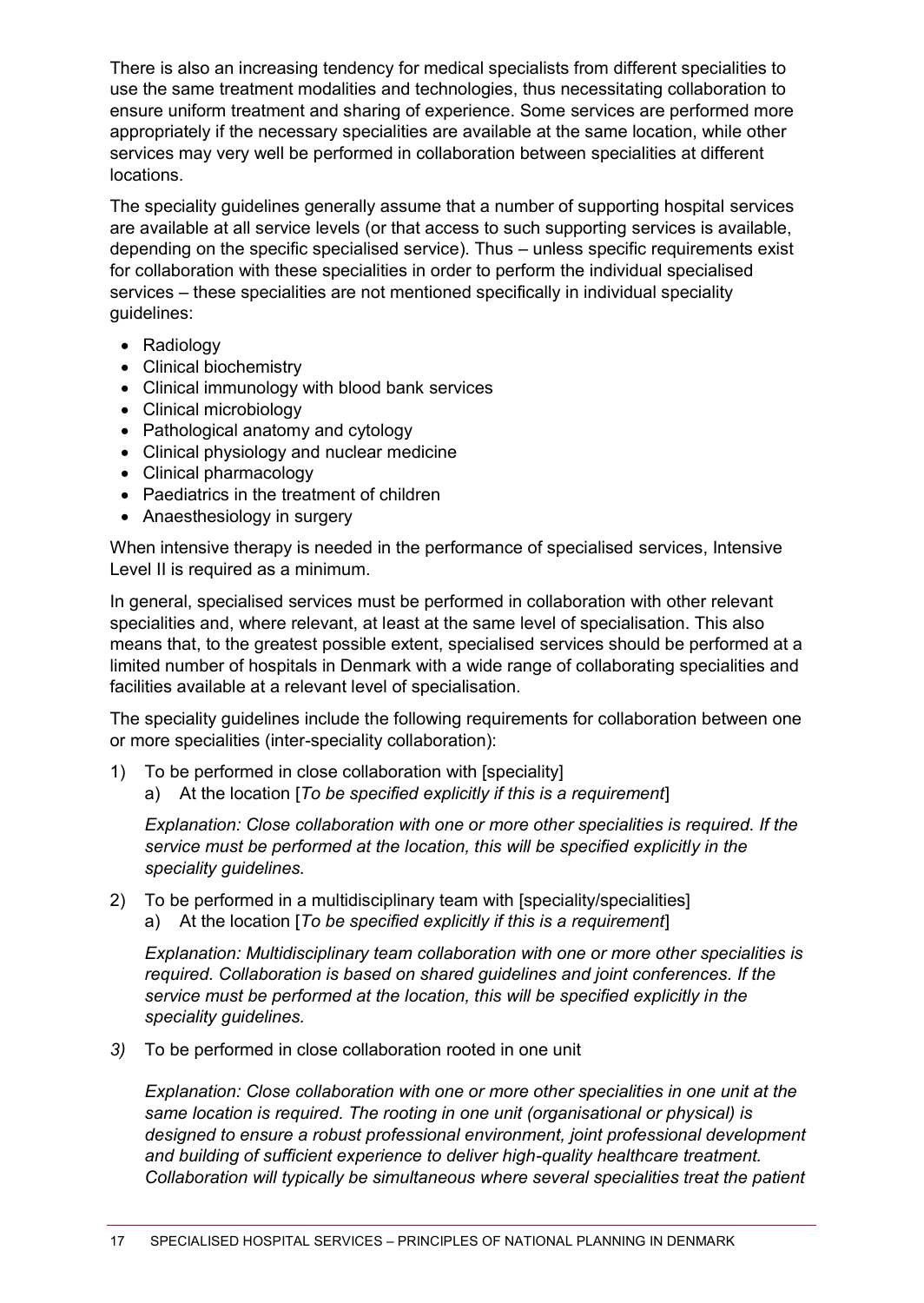There is also an increasing tendency for medical specialists from different specialities to use the same treatment modalities and technologies, thus necessitating collaboration to ensure uniform treatment and sharing of experience. Some services are performed more appropriately if the necessary specialities are available at the same location, while other services may very well be performed in collaboration between specialities at different locations.

The speciality guidelines generally assume that a number of supporting hospital services are available at all service levels (or that access to such supporting services is available, depending on the specific specialised service). Thus – unless specific requirements exist for collaboration with these specialities in order to perform the individual specialised services – these specialities are not mentioned specifically in individual speciality guidelines:

- Radiology
- Clinical biochemistry
- Clinical immunology with blood bank services
- Clinical microbiology
- Pathological anatomy and cytology
- Clinical physiology and nuclear medicine
- Clinical pharmacology
- Paediatrics in the treatment of children
- Anaesthesiology in surgery

When intensive therapy is needed in the performance of specialised services, Intensive Level II is required as a minimum.

In general, specialised services must be performed in collaboration with other relevant specialities and, where relevant, at least at the same level of specialisation. This also means that, to the greatest possible extent, specialised services should be performed at a limited number of hospitals in Denmark with a wide range of collaborating specialities and facilities available at a relevant level of specialisation.

The speciality guidelines include the following requirements for collaboration between one or more specialities (inter-speciality collaboration):

1) To be performed in close collaboration with [speciality]
   a) At the location [*To be specified explicitly if this is a requirement*]

   *Explanation: Close collaboration with one or more other specialities is required. If the service must be performed at the location, this will be specified explicitly in the speciality guidelines.*

2) To be performed in a multidisciplinary team with [speciality/specialities]
   a) At the location [*To be specified explicitly if this is a requirement*]

   *Explanation: Multidisciplinary team collaboration with one or more other specialities is required. Collaboration is based on shared guidelines and joint conferences. If the service must be performed at the location, this will be specified explicitly in the speciality guidelines.*

3) To be performed in close collaboration rooted in one unit

   *Explanation: Close collaboration with one or more other specialities in one unit at the same location is required. The rooting in one unit (organisational or physical) is designed to ensure a robust professional environment, joint professional development and building of sufficient experience to deliver high-quality healthcare treatment. Collaboration will typically be simultaneous where several specialities treat the patient*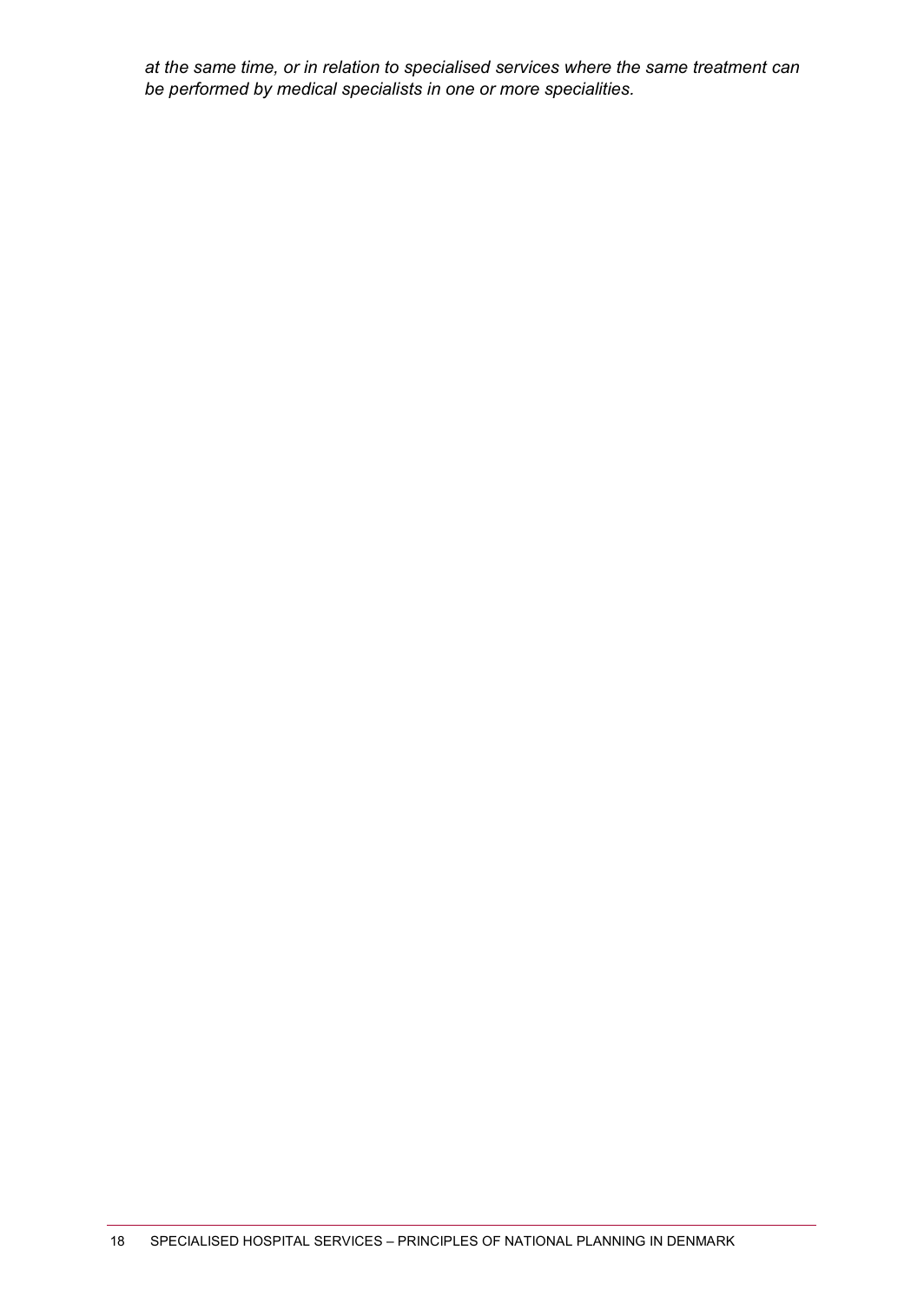*at the same time, or in relation to specialised services where the same treatment can be performed by medical specialists in one or more specialities.*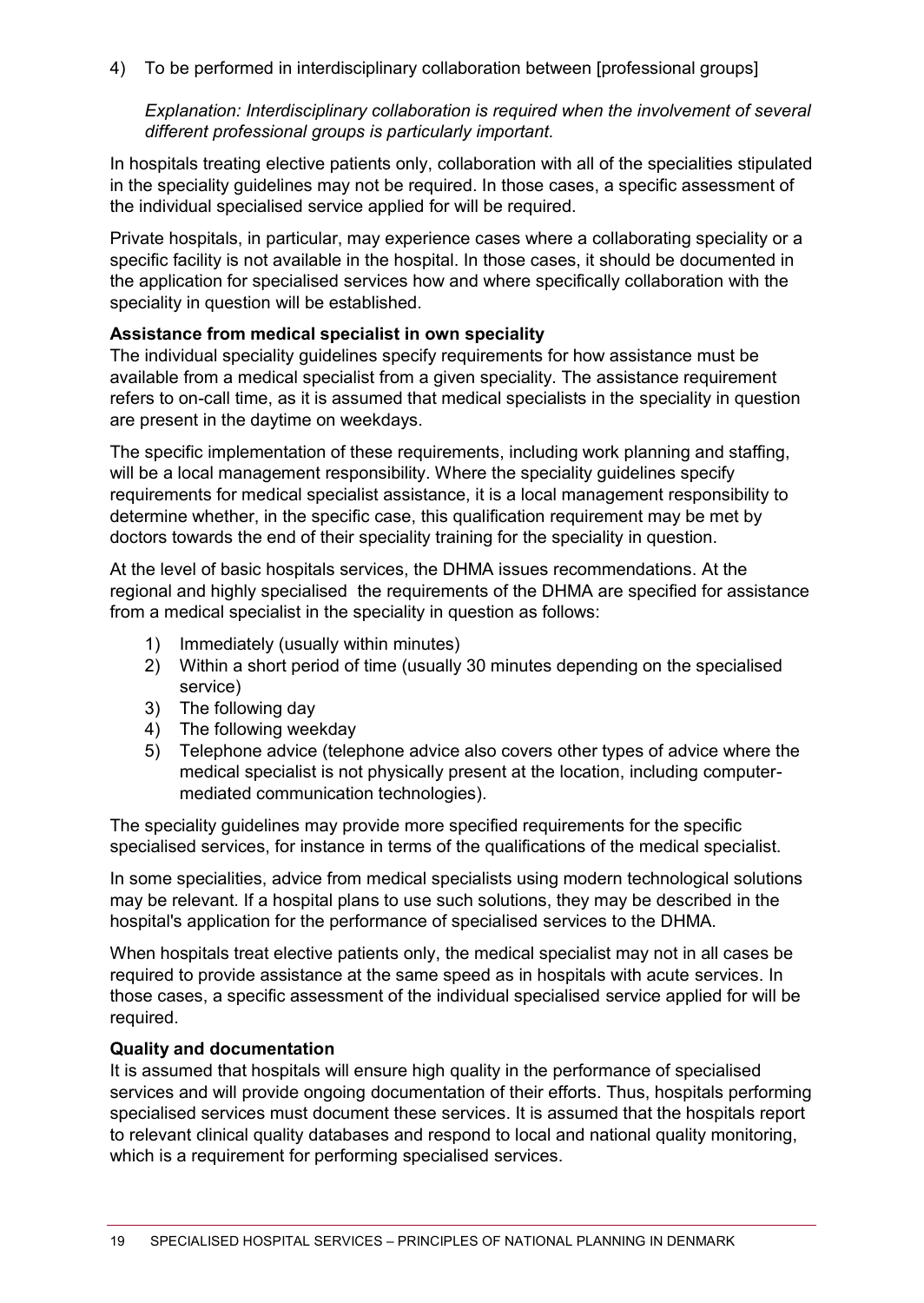4) To be performed in interdisciplinary collaboration between [professional groups]

   *Explanation: Interdisciplinary collaboration is required when the involvement of several different professional groups is particularly important.*

In hospitals treating elective patients only, collaboration with all of the specialities stipulated in the speciality guidelines may not be required. In those cases, a specific assessment of the individual specialised service applied for will be required.

Private hospitals, in particular, may experience cases where a collaborating speciality or a specific facility is not available in the hospital. In those cases, it should be documented in the application for specialised services how and where specifically collaboration with the speciality in question will be established.

**Assistance from medical specialist in own speciality**

The individual speciality guidelines specify requirements for how assistance must be available from a medical specialist from a given speciality. The assistance requirement refers to on-call time, as it is assumed that medical specialists in the speciality in question are present in the daytime on weekdays.

The specific implementation of these requirements, including work planning and staffing, will be a local management responsibility. Where the speciality guidelines specify requirements for medical specialist assistance, it is a local management responsibility to determine whether, in the specific case, this qualification requirement may be met by doctors towards the end of their speciality training for the speciality in question.

At the level of basic hospitals services, the DHMA issues recommendations. At the regional and highly specialised the requirements of the DHMA are specified for assistance from a medical specialist in the speciality in question as follows:

1) Immediately (usually within minutes)
2) Within a short period of time (usually 30 minutes depending on the specialised service)
3) The following day
4) The following weekday
5) Telephone advice (telephone advice also covers other types of advice where the medical specialist is not physically present at the location, including computer-mediated communication technologies).

The speciality guidelines may provide more specified requirements for the specific specialised services, for instance in terms of the qualifications of the medical specialist.

In some specialities, advice from medical specialists using modern technological solutions may be relevant. If a hospital plans to use such solutions, they may be described in the hospital's application for the performance of specialised services to the DHMA.

When hospitals treat elective patients only, the medical specialist may not in all cases be required to provide assistance at the same speed as in hospitals with acute services. In those cases, a specific assessment of the individual specialised service applied for will be required.

**Quality and documentation**

It is assumed that hospitals will ensure high quality in the performance of specialised services and will provide ongoing documentation of their efforts. Thus, hospitals performing specialised services must document these services. It is assumed that the hospitals report to relevant clinical quality databases and respond to local and national quality monitoring, which is a requirement for performing specialised services.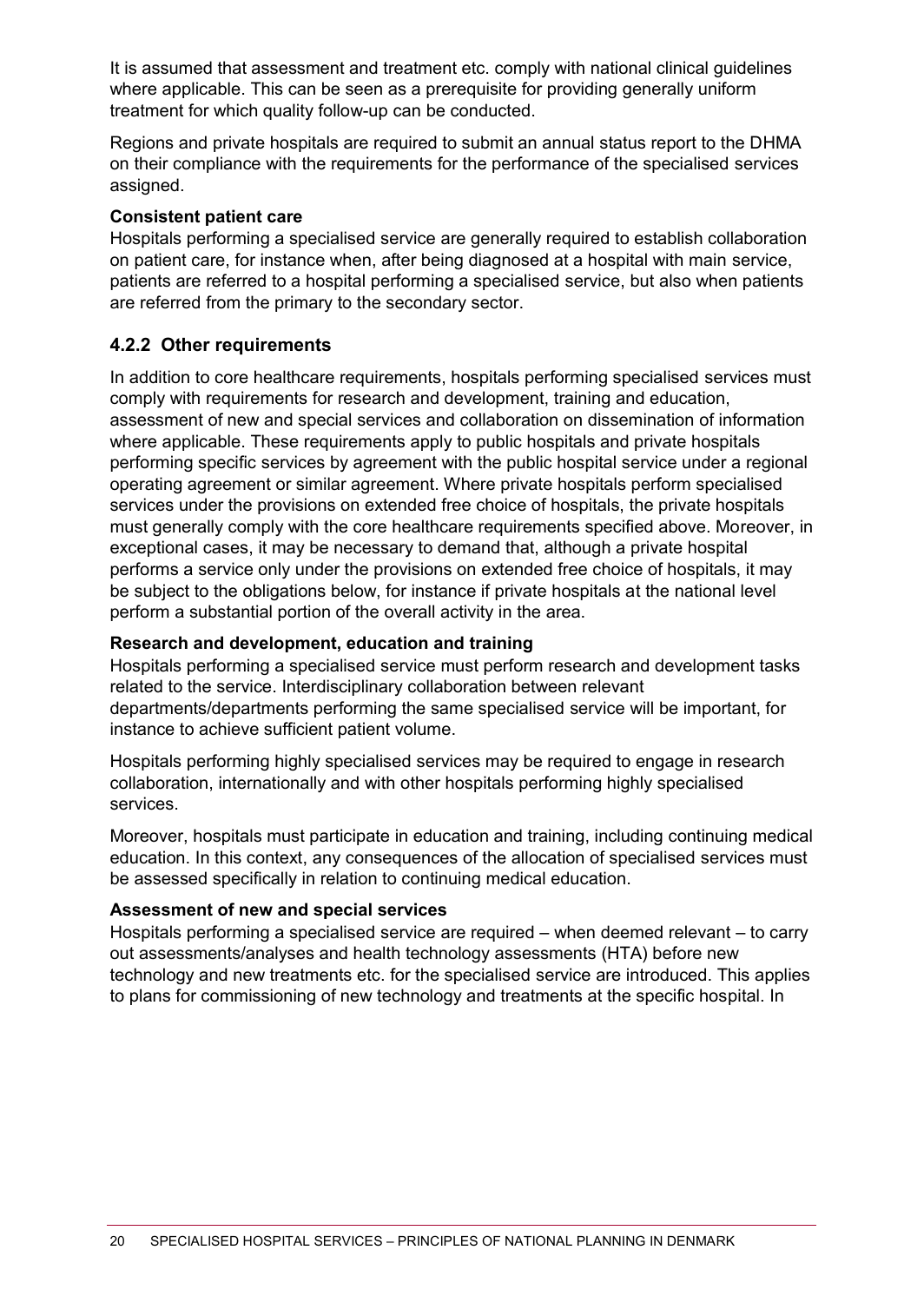It is assumed that assessment and treatment etc. comply with national clinical guidelines where applicable. This can be seen as a prerequisite for providing generally uniform treatment for which quality follow-up can be conducted.

Regions and private hospitals are required to submit an annual status report to the DHMA on their compliance with the requirements for the performance of the specialised services assigned.

**Consistent patient care**
Hospitals performing a specialised service are generally required to establish collaboration on patient care, for instance when, after being diagnosed at a hospital with main service, patients are referred to a hospital performing a specialised service, but also when patients are referred from the primary to the secondary sector.

### 4.2.2 Other requirements

In addition to core healthcare requirements, hospitals performing specialised services must comply with requirements for research and development, training and education, assessment of new and special services and collaboration on dissemination of information where applicable. These requirements apply to public hospitals and private hospitals performing specific services by agreement with the public hospital service under a regional operating agreement or similar agreement. Where private hospitals perform specialised services under the provisions on extended free choice of hospitals, the private hospitals must generally comply with the core healthcare requirements specified above. Moreover, in exceptional cases, it may be necessary to demand that, although a private hospital performs a service only under the provisions on extended free choice of hospitals, it may be subject to the obligations below, for instance if private hospitals at the national level perform a substantial portion of the overall activity in the area.

**Research and development, education and training**
Hospitals performing a specialised service must perform research and development tasks related to the service. Interdisciplinary collaboration between relevant departments/departments performing the same specialised service will be important, for instance to achieve sufficient patient volume.

Hospitals performing highly specialised services may be required to engage in research collaboration, internationally and with other hospitals performing highly specialised services.

Moreover, hospitals must participate in education and training, including continuing medical education. In this context, any consequences of the allocation of specialised services must be assessed specifically in relation to continuing medical education.

**Assessment of new and special services**
Hospitals performing a specialised service are required – when deemed relevant – to carry out assessments/analyses and health technology assessments (HTA) before new technology and new treatments etc. for the specialised service are introduced. This applies to plans for commissioning of new technology and treatments at the specific hospital. In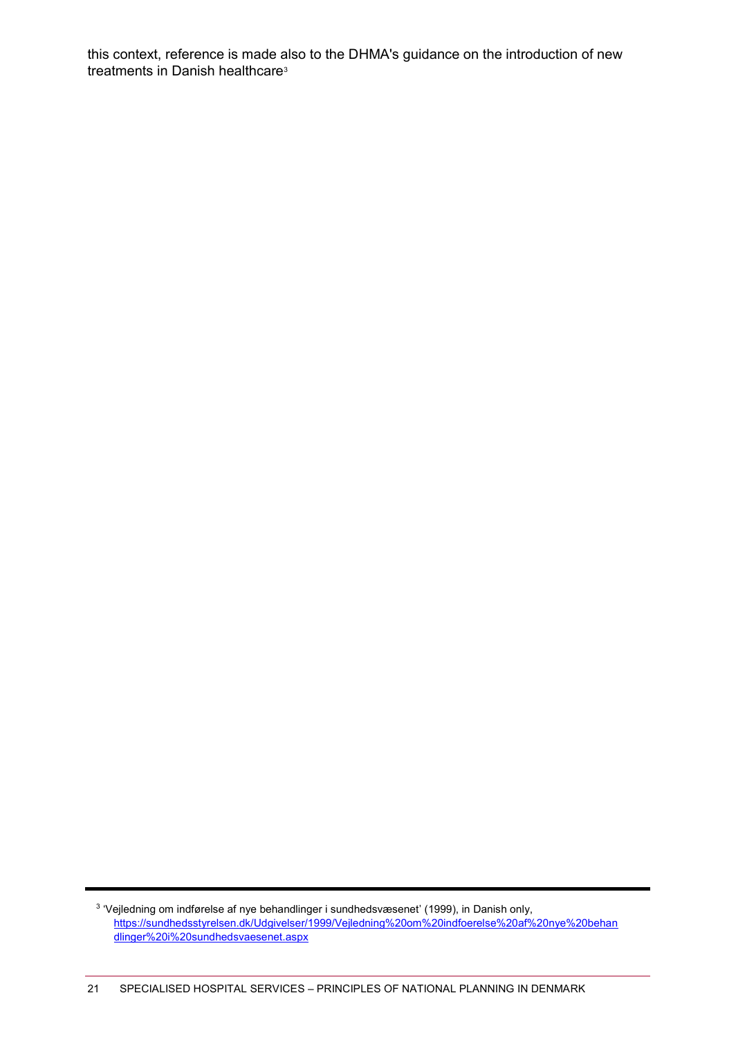this context, reference is made also to the DHMA's guidance on the introduction of new treatments in Danish healthcare[3]

[3] 'Vejledning om indførelse af nye behandlinger i sundhedsvæsenet' (1999), in Danish only, https://sundhedsstyrelsen.dk/Udgivelser/1999/Vejledning%20om%20indfoerelse%20af%20nye%20behandlinger%20i%20sundhedsvaesenet.aspx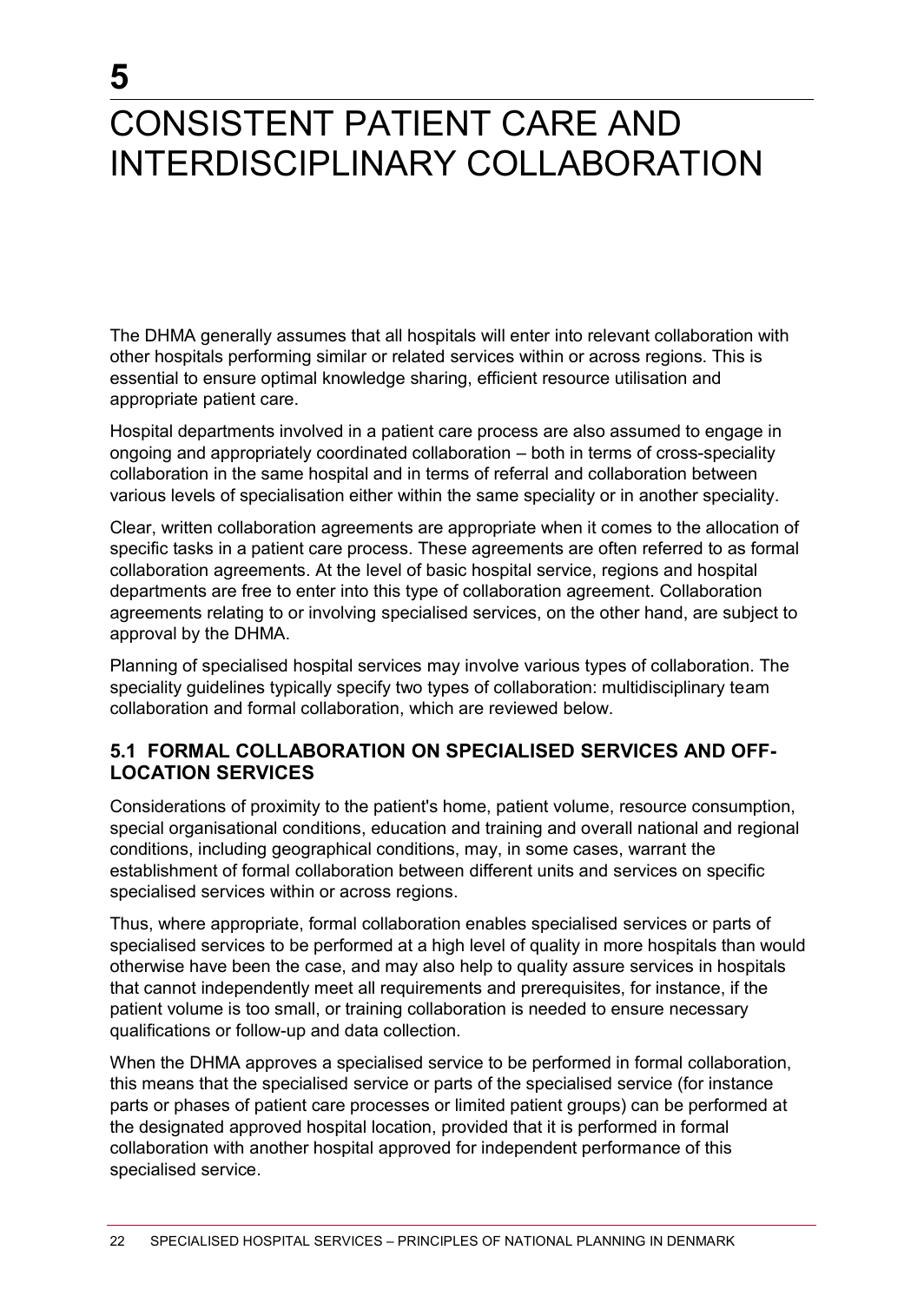# 5

# CONSISTENT PATIENT CARE AND INTERDISCIPLINARY COLLABORATION

The DHMA generally assumes that all hospitals will enter into relevant collaboration with other hospitals performing similar or related services within or across regions. This is essential to ensure optimal knowledge sharing, efficient resource utilisation and appropriate patient care.

Hospital departments involved in a patient care process are also assumed to engage in ongoing and appropriately coordinated collaboration – both in terms of cross-speciality collaboration in the same hospital and in terms of referral and collaboration between various levels of specialisation either within the same speciality or in another speciality.

Clear, written collaboration agreements are appropriate when it comes to the allocation of specific tasks in a patient care process. These agreements are often referred to as formal collaboration agreements. At the level of basic hospital service, regions and hospital departments are free to enter into this type of collaboration agreement. Collaboration agreements relating to or involving specialised services, on the other hand, are subject to approval by the DHMA.

Planning of specialised hospital services may involve various types of collaboration. The speciality guidelines typically specify two types of collaboration: multidisciplinary team collaboration and formal collaboration, which are reviewed below.

## 5.1 FORMAL COLLABORATION ON SPECIALISED SERVICES AND OFF-LOCATION SERVICES

Considerations of proximity to the patient's home, patient volume, resource consumption, special organisational conditions, education and training and overall national and regional conditions, including geographical conditions, may, in some cases, warrant the establishment of formal collaboration between different units and services on specific specialised services within or across regions.

Thus, where appropriate, formal collaboration enables specialised services or parts of specialised services to be performed at a high level of quality in more hospitals than would otherwise have been the case, and may also help to quality assure services in hospitals that cannot independently meet all requirements and prerequisites, for instance, if the patient volume is too small, or training collaboration is needed to ensure necessary qualifications or follow-up and data collection.

When the DHMA approves a specialised service to be performed in formal collaboration, this means that the specialised service or parts of the specialised service (for instance parts or phases of patient care processes or limited patient groups) can be performed at the designated approved hospital location, provided that it is performed in formal collaboration with another hospital approved for independent performance of this specialised service.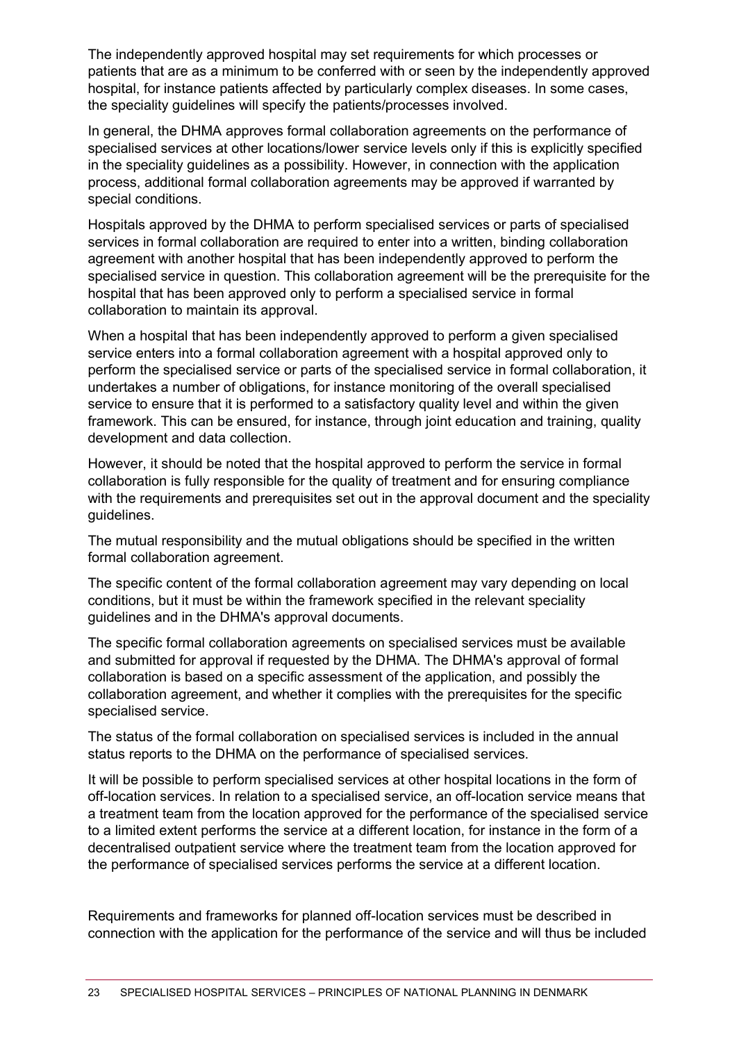The independently approved hospital may set requirements for which processes or patients that are as a minimum to be conferred with or seen by the independently approved hospital, for instance patients affected by particularly complex diseases. In some cases, the speciality guidelines will specify the patients/processes involved.

In general, the DHMA approves formal collaboration agreements on the performance of specialised services at other locations/lower service levels only if this is explicitly specified in the speciality guidelines as a possibility. However, in connection with the application process, additional formal collaboration agreements may be approved if warranted by special conditions.

Hospitals approved by the DHMA to perform specialised services or parts of specialised services in formal collaboration are required to enter into a written, binding collaboration agreement with another hospital that has been independently approved to perform the specialised service in question. This collaboration agreement will be the prerequisite for the hospital that has been approved only to perform a specialised service in formal collaboration to maintain its approval.

When a hospital that has been independently approved to perform a given specialised service enters into a formal collaboration agreement with a hospital approved only to perform the specialised service or parts of the specialised service in formal collaboration, it undertakes a number of obligations, for instance monitoring of the overall specialised service to ensure that it is performed to a satisfactory quality level and within the given framework. This can be ensured, for instance, through joint education and training, quality development and data collection.

However, it should be noted that the hospital approved to perform the service in formal collaboration is fully responsible for the quality of treatment and for ensuring compliance with the requirements and prerequisites set out in the approval document and the speciality guidelines.

The mutual responsibility and the mutual obligations should be specified in the written formal collaboration agreement.

The specific content of the formal collaboration agreement may vary depending on local conditions, but it must be within the framework specified in the relevant speciality guidelines and in the DHMA's approval documents.

The specific formal collaboration agreements on specialised services must be available and submitted for approval if requested by the DHMA. The DHMA's approval of formal collaboration is based on a specific assessment of the application, and possibly the collaboration agreement, and whether it complies with the prerequisites for the specific specialised service.

The status of the formal collaboration on specialised services is included in the annual status reports to the DHMA on the performance of specialised services.

It will be possible to perform specialised services at other hospital locations in the form of off-location services. In relation to a specialised service, an off-location service means that a treatment team from the location approved for the performance of the specialised service to a limited extent performs the service at a different location, for instance in the form of a decentralised outpatient service where the treatment team from the location approved for the performance of specialised services performs the service at a different location.

Requirements and frameworks for planned off-location services must be described in connection with the application for the performance of the service and will thus be included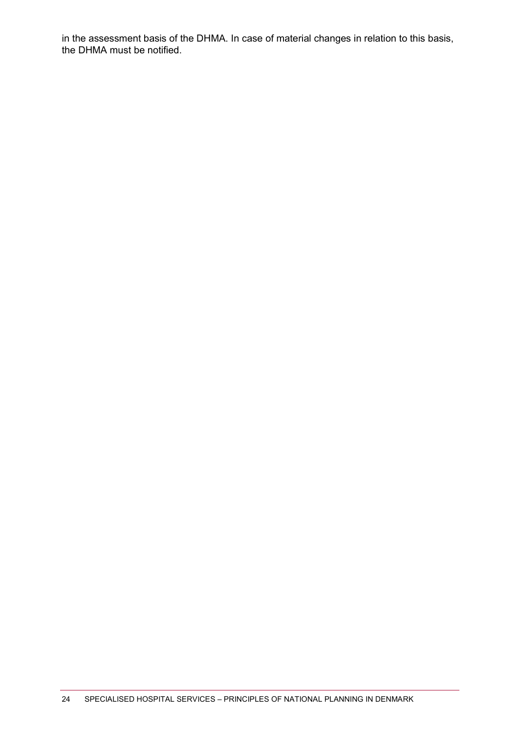in the assessment basis of the DHMA. In case of material changes in relation to this basis, the DHMA must be notified.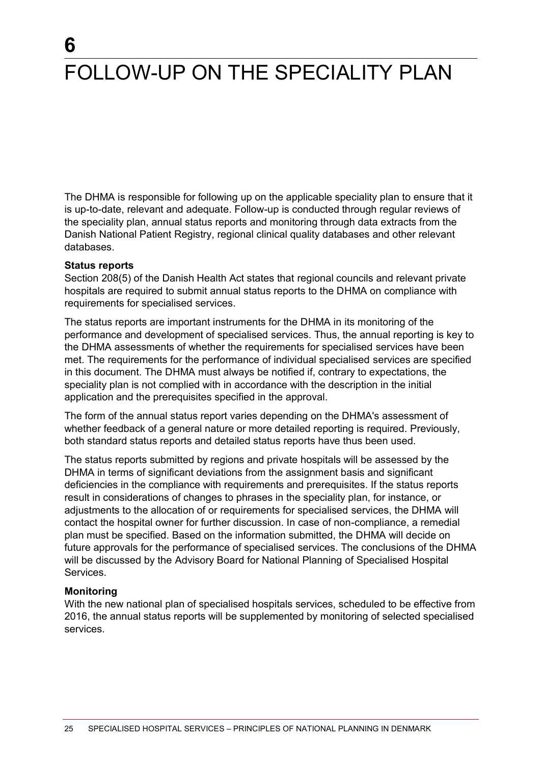# 6 FOLLOW-UP ON THE SPECIALITY PLAN

The DHMA is responsible for following up on the applicable speciality plan to ensure that it is up-to-date, relevant and adequate. Follow-up is conducted through regular reviews of the speciality plan, annual status reports and monitoring through data extracts from the Danish National Patient Registry, regional clinical quality databases and other relevant databases.

**Status reports**

Section 208(5) of the Danish Health Act states that regional councils and relevant private hospitals are required to submit annual status reports to the DHMA on compliance with requirements for specialised services.

The status reports are important instruments for the DHMA in its monitoring of the performance and development of specialised services. Thus, the annual reporting is key to the DHMA assessments of whether the requirements for specialised services have been met. The requirements for the performance of individual specialised services are specified in this document. The DHMA must always be notified if, contrary to expectations, the speciality plan is not complied with in accordance with the description in the initial application and the prerequisites specified in the approval.

The form of the annual status report varies depending on the DHMA's assessment of whether feedback of a general nature or more detailed reporting is required. Previously, both standard status reports and detailed status reports have thus been used.

The status reports submitted by regions and private hospitals will be assessed by the DHMA in terms of significant deviations from the assignment basis and significant deficiencies in the compliance with requirements and prerequisites. If the status reports result in considerations of changes to phrases in the speciality plan, for instance, or adjustments to the allocation of or requirements for specialised services, the DHMA will contact the hospital owner for further discussion. In case of non-compliance, a remedial plan must be specified. Based on the information submitted, the DHMA will decide on future approvals for the performance of specialised services. The conclusions of the DHMA will be discussed by the Advisory Board for National Planning of Specialised Hospital Services.

**Monitoring**

With the new national plan of specialised hospitals services, scheduled to be effective from 2016, the annual status reports will be supplemented by monitoring of selected specialised services.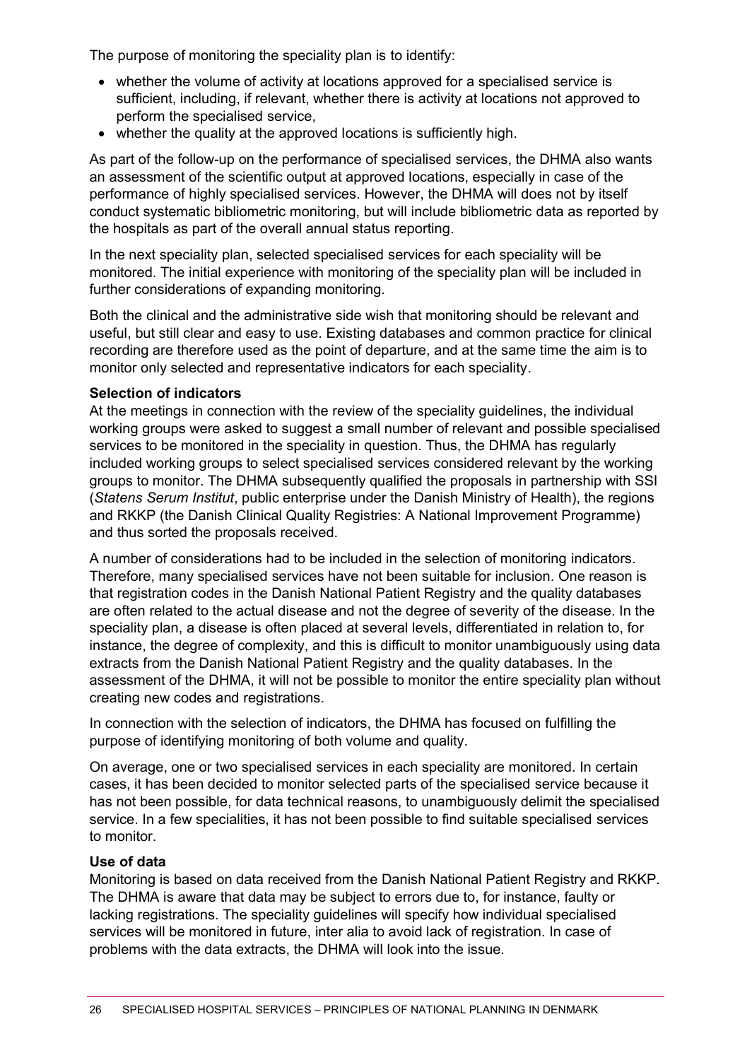The purpose of monitoring the speciality plan is to identify:

- whether the volume of activity at locations approved for a specialised service is sufficient, including, if relevant, whether there is activity at locations not approved to perform the specialised service,
- whether the quality at the approved locations is sufficiently high.

As part of the follow-up on the performance of specialised services, the DHMA also wants an assessment of the scientific output at approved locations, especially in case of the performance of highly specialised services. However, the DHMA will does not by itself conduct systematic bibliometric monitoring, but will include bibliometric data as reported by the hospitals as part of the overall annual status reporting.

In the next speciality plan, selected specialised services for each speciality will be monitored. The initial experience with monitoring of the speciality plan will be included in further considerations of expanding monitoring.

Both the clinical and the administrative side wish that monitoring should be relevant and useful, but still clear and easy to use. Existing databases and common practice for clinical recording are therefore used as the point of departure, and at the same time the aim is to monitor only selected and representative indicators for each speciality.

**Selection of indicators**

At the meetings in connection with the review of the speciality guidelines, the individual working groups were asked to suggest a small number of relevant and possible specialised services to be monitored in the speciality in question. Thus, the DHMA has regularly included working groups to select specialised services considered relevant by the working groups to monitor. The DHMA subsequently qualified the proposals in partnership with SSI (*Statens Serum Institut*, public enterprise under the Danish Ministry of Health), the regions and RKKP (the Danish Clinical Quality Registries: A National Improvement Programme) and thus sorted the proposals received.

A number of considerations had to be included in the selection of monitoring indicators. Therefore, many specialised services have not been suitable for inclusion. One reason is that registration codes in the Danish National Patient Registry and the quality databases are often related to the actual disease and not the degree of severity of the disease. In the speciality plan, a disease is often placed at several levels, differentiated in relation to, for instance, the degree of complexity, and this is difficult to monitor unambiguously using data extracts from the Danish National Patient Registry and the quality databases. In the assessment of the DHMA, it will not be possible to monitor the entire speciality plan without creating new codes and registrations.

In connection with the selection of indicators, the DHMA has focused on fulfilling the purpose of identifying monitoring of both volume and quality.

On average, one or two specialised services in each speciality are monitored. In certain cases, it has been decided to monitor selected parts of the specialised service because it has not been possible, for data technical reasons, to unambiguously delimit the specialised service. In a few specialities, it has not been possible to find suitable specialised services to monitor.

**Use of data**

Monitoring is based on data received from the Danish National Patient Registry and RKKP. The DHMA is aware that data may be subject to errors due to, for instance, faulty or lacking registrations. The speciality guidelines will specify how individual specialised services will be monitored in future, inter alia to avoid lack of registration. In case of problems with the data extracts, the DHMA will look into the issue.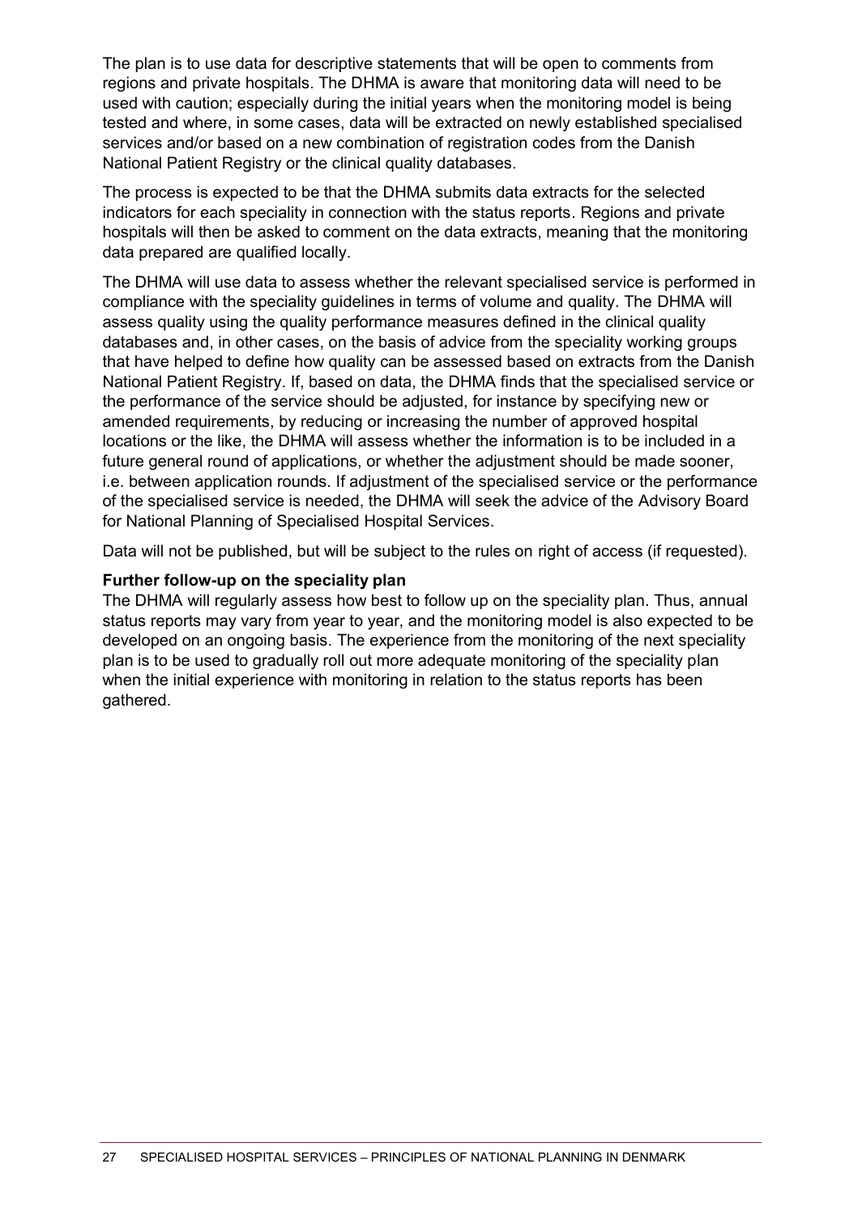The plan is to use data for descriptive statements that will be open to comments from regions and private hospitals. The DHMA is aware that monitoring data will need to be used with caution; especially during the initial years when the monitoring model is being tested and where, in some cases, data will be extracted on newly established specialised services and/or based on a new combination of registration codes from the Danish National Patient Registry or the clinical quality databases.

The process is expected to be that the DHMA submits data extracts for the selected indicators for each speciality in connection with the status reports. Regions and private hospitals will then be asked to comment on the data extracts, meaning that the monitoring data prepared are qualified locally.

The DHMA will use data to assess whether the relevant specialised service is performed in compliance with the speciality guidelines in terms of volume and quality. The DHMA will assess quality using the quality performance measures defined in the clinical quality databases and, in other cases, on the basis of advice from the speciality working groups that have helped to define how quality can be assessed based on extracts from the Danish National Patient Registry. If, based on data, the DHMA finds that the specialised service or the performance of the service should be adjusted, for instance by specifying new or amended requirements, by reducing or increasing the number of approved hospital locations or the like, the DHMA will assess whether the information is to be included in a future general round of applications, or whether the adjustment should be made sooner, i.e. between application rounds. If adjustment of the specialised service or the performance of the specialised service is needed, the DHMA will seek the advice of the Advisory Board for National Planning of Specialised Hospital Services.

Data will not be published, but will be subject to the rules on right of access (if requested).

**Further follow-up on the speciality plan**

The DHMA will regularly assess how best to follow up on the speciality plan. Thus, annual status reports may vary from year to year, and the monitoring model is also expected to be developed on an ongoing basis. The experience from the monitoring of the next speciality plan is to be used to gradually roll out more adequate monitoring of the speciality plan when the initial experience with monitoring in relation to the status reports has been gathered.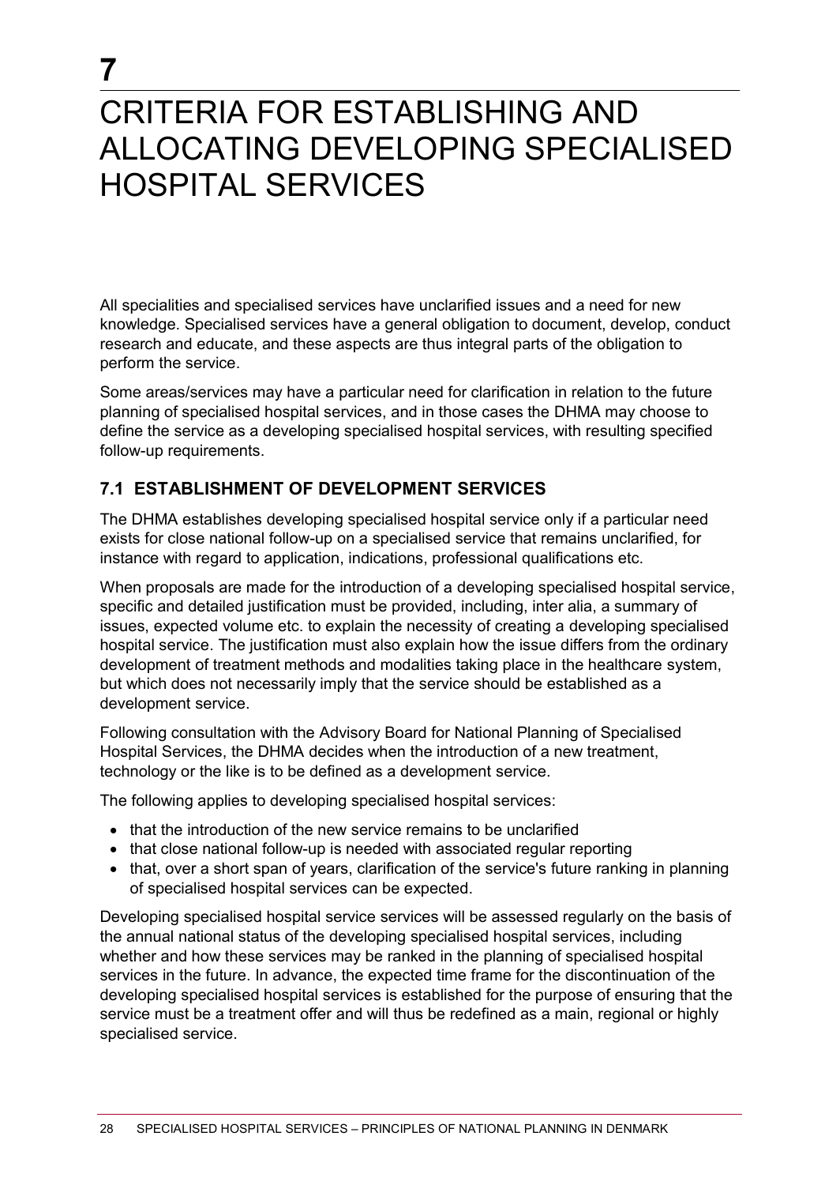# 7 CRITERIA FOR ESTABLISHING AND ALLOCATING DEVELOPING SPECIALISED HOSPITAL SERVICES

All specialities and specialised services have unclarified issues and a need for new knowledge. Specialised services have a general obligation to document, develop, conduct research and educate, and these aspects are thus integral parts of the obligation to perform the service.

Some areas/services may have a particular need for clarification in relation to the future planning of specialised hospital services, and in those cases the DHMA may choose to define the service as a developing specialised hospital services, with resulting specified follow-up requirements.

## 7.1 ESTABLISHMENT OF DEVELOPMENT SERVICES

The DHMA establishes developing specialised hospital service only if a particular need exists for close national follow-up on a specialised service that remains unclarified, for instance with regard to application, indications, professional qualifications etc.

When proposals are made for the introduction of a developing specialised hospital service, specific and detailed justification must be provided, including, inter alia, a summary of issues, expected volume etc. to explain the necessity of creating a developing specialised hospital service. The justification must also explain how the issue differs from the ordinary development of treatment methods and modalities taking place in the healthcare system, but which does not necessarily imply that the service should be established as a development service.

Following consultation with the Advisory Board for National Planning of Specialised Hospital Services, the DHMA decides when the introduction of a new treatment, technology or the like is to be defined as a development service.

The following applies to developing specialised hospital services:

- that the introduction of the new service remains to be unclarified
- that close national follow-up is needed with associated regular reporting
- that, over a short span of years, clarification of the service's future ranking in planning of specialised hospital services can be expected.

Developing specialised hospital service services will be assessed regularly on the basis of the annual national status of the developing specialised hospital services, including whether and how these services may be ranked in the planning of specialised hospital services in the future. In advance, the expected time frame for the discontinuation of the developing specialised hospital services is established for the purpose of ensuring that the service must be a treatment offer and will thus be redefined as a main, regional or highly specialised service.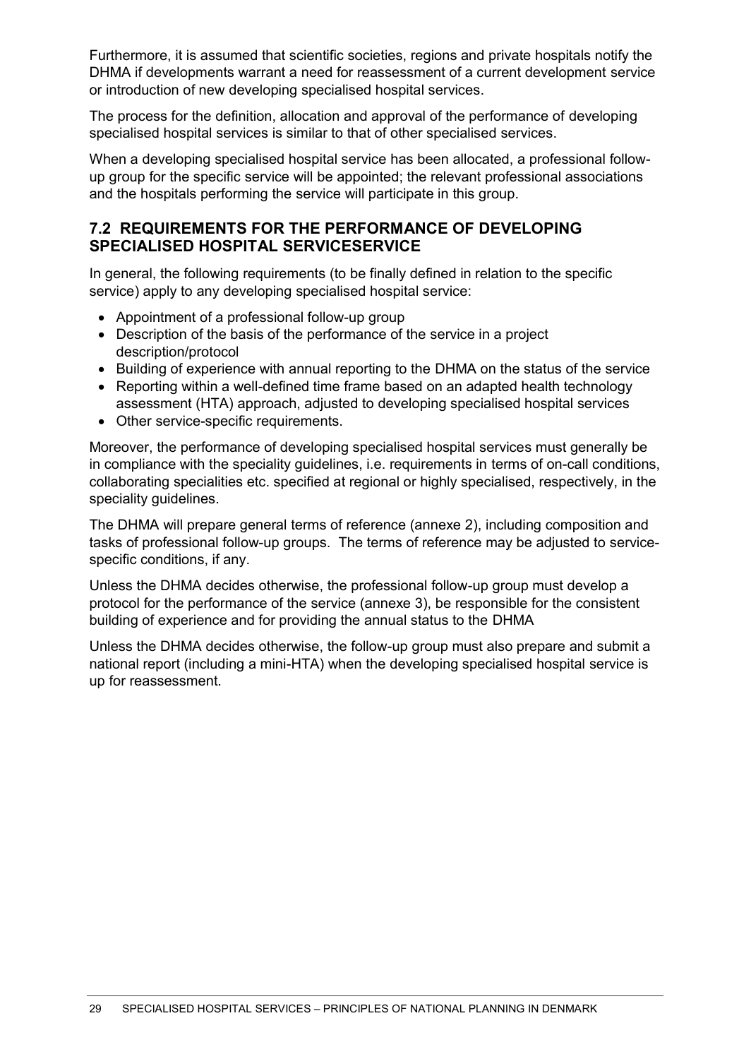Furthermore, it is assumed that scientific societies, regions and private hospitals notify the DHMA if developments warrant a need for reassessment of a current development service or introduction of new developing specialised hospital services.

The process for the definition, allocation and approval of the performance of developing specialised hospital services is similar to that of other specialised services.

When a developing specialised hospital service has been allocated, a professional follow-up group for the specific service will be appointed; the relevant professional associations and the hospitals performing the service will participate in this group.

## 7.2 REQUIREMENTS FOR THE PERFORMANCE OF DEVELOPING SPECIALISED HOSPITAL SERVICESERVICE

In general, the following requirements (to be finally defined in relation to the specific service) apply to any developing specialised hospital service:

- Appointment of a professional follow-up group
- Description of the basis of the performance of the service in a project description/protocol
- Building of experience with annual reporting to the DHMA on the status of the service
- Reporting within a well-defined time frame based on an adapted health technology assessment (HTA) approach, adjusted to developing specialised hospital services
- Other service-specific requirements.

Moreover, the performance of developing specialised hospital services must generally be in compliance with the speciality guidelines, i.e. requirements in terms of on-call conditions, collaborating specialities etc. specified at regional or highly specialised, respectively, in the speciality guidelines.

The DHMA will prepare general terms of reference (annexe 2), including composition and tasks of professional follow-up groups. The terms of reference may be adjusted to service-specific conditions, if any.

Unless the DHMA decides otherwise, the professional follow-up group must develop a protocol for the performance of the service (annexe 3), be responsible for the consistent building of experience and for providing the annual status to the DHMA

Unless the DHMA decides otherwise, the follow-up group must also prepare and submit a national report (including a mini-HTA) when the developing specialised hospital service is up for reassessment.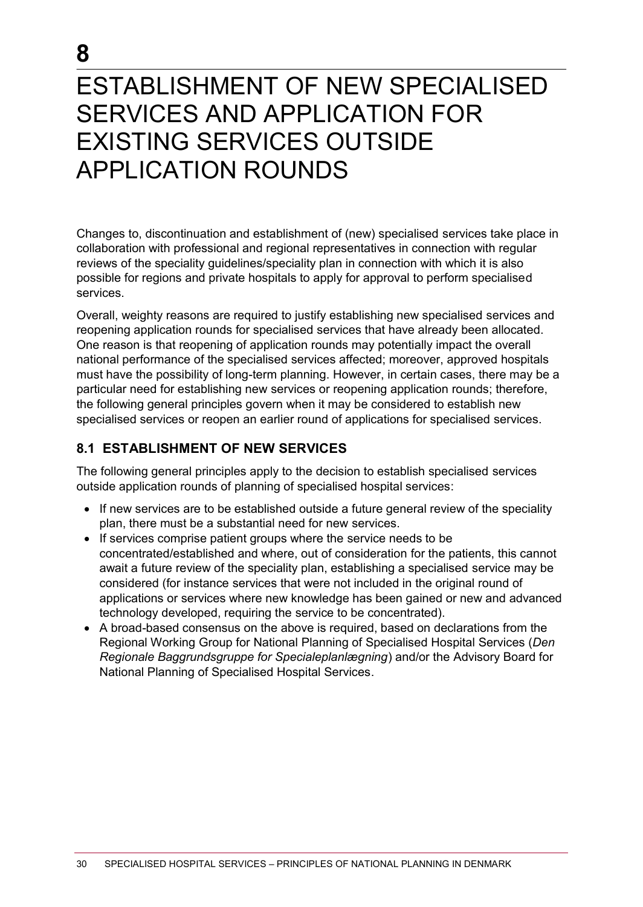# 8

# ESTABLISHMENT OF NEW SPECIALISED SERVICES AND APPLICATION FOR EXISTING SERVICES OUTSIDE APPLICATION ROUNDS

Changes to, discontinuation and establishment of (new) specialised services take place in collaboration with professional and regional representatives in connection with regular reviews of the speciality guidelines/speciality plan in connection with which it is also possible for regions and private hospitals to apply for approval to perform specialised services.

Overall, weighty reasons are required to justify establishing new specialised services and reopening application rounds for specialised services that have already been allocated. One reason is that reopening of application rounds may potentially impact the overall national performance of the specialised services affected; moreover, approved hospitals must have the possibility of long-term planning. However, in certain cases, there may be a particular need for establishing new services or reopening application rounds; therefore, the following general principles govern when it may be considered to establish new specialised services or reopen an earlier round of applications for specialised services.

## 8.1 ESTABLISHMENT OF NEW SERVICES

The following general principles apply to the decision to establish specialised services outside application rounds of planning of specialised hospital services:

- If new services are to be established outside a future general review of the speciality plan, there must be a substantial need for new services.
- If services comprise patient groups where the service needs to be concentrated/established and where, out of consideration for the patients, this cannot await a future review of the speciality plan, establishing a specialised service may be considered (for instance services that were not included in the original round of applications or services where new knowledge has been gained or new and advanced technology developed, requiring the service to be concentrated).
- A broad-based consensus on the above is required, based on declarations from the Regional Working Group for National Planning of Specialised Hospital Services (*Den Regionale Baggrundsgruppe for Specialeplanlægning*) and/or the Advisory Board for National Planning of Specialised Hospital Services.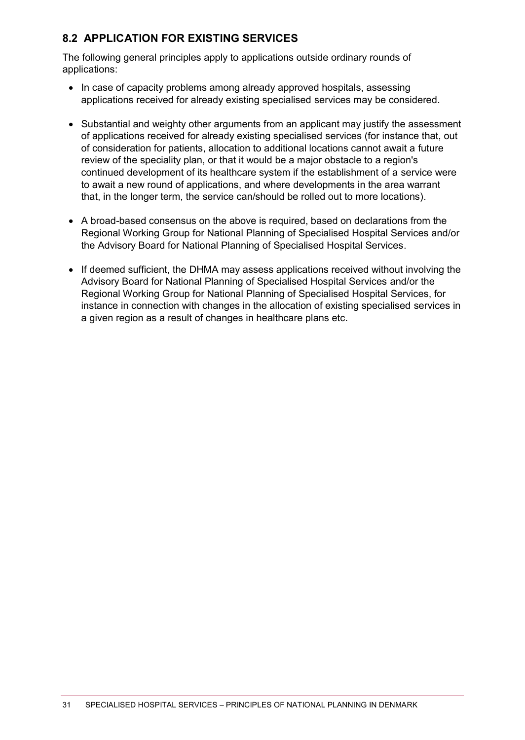## 8.2 APPLICATION FOR EXISTING SERVICES

The following general principles apply to applications outside ordinary rounds of applications:

- In case of capacity problems among already approved hospitals, assessing applications received for already existing specialised services may be considered.
- Substantial and weighty other arguments from an applicant may justify the assessment of applications received for already existing specialised services (for instance that, out of consideration for patients, allocation to additional locations cannot await a future review of the speciality plan, or that it would be a major obstacle to a region's continued development of its healthcare system if the establishment of a service were to await a new round of applications, and where developments in the area warrant that, in the longer term, the service can/should be rolled out to more locations).
- A broad-based consensus on the above is required, based on declarations from the Regional Working Group for National Planning of Specialised Hospital Services and/or the Advisory Board for National Planning of Specialised Hospital Services.
- If deemed sufficient, the DHMA may assess applications received without involving the Advisory Board for National Planning of Specialised Hospital Services and/or the Regional Working Group for National Planning of Specialised Hospital Services, for instance in connection with changes in the allocation of existing specialised services in a given region as a result of changes in healthcare plans etc.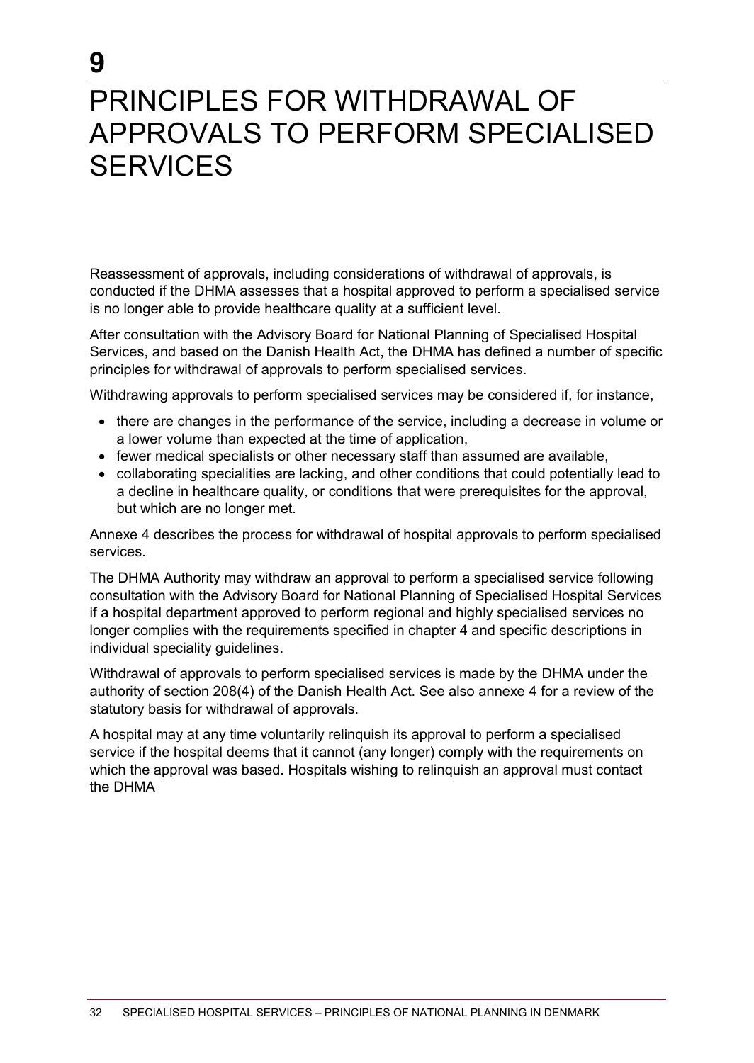# 9

# PRINCIPLES FOR WITHDRAWAL OF APPROVALS TO PERFORM SPECIALISED SERVICES

Reassessment of approvals, including considerations of withdrawal of approvals, is conducted if the DHMA assesses that a hospital approved to perform a specialised service is no longer able to provide healthcare quality at a sufficient level.

After consultation with the Advisory Board for National Planning of Specialised Hospital Services, and based on the Danish Health Act, the DHMA has defined a number of specific principles for withdrawal of approvals to perform specialised services.

Withdrawing approvals to perform specialised services may be considered if, for instance,

- there are changes in the performance of the service, including a decrease in volume or a lower volume than expected at the time of application,
- fewer medical specialists or other necessary staff than assumed are available,
- collaborating specialities are lacking, and other conditions that could potentially lead to a decline in healthcare quality, or conditions that were prerequisites for the approval, but which are no longer met.

Annexe 4 describes the process for withdrawal of hospital approvals to perform specialised services.

The DHMA Authority may withdraw an approval to perform a specialised service following consultation with the Advisory Board for National Planning of Specialised Hospital Services if a hospital department approved to perform regional and highly specialised services no longer complies with the requirements specified in chapter 4 and specific descriptions in individual speciality guidelines.

Withdrawal of approvals to perform specialised services is made by the DHMA under the authority of section 208(4) of the Danish Health Act. See also annexe 4 for a review of the statutory basis for withdrawal of approvals.

A hospital may at any time voluntarily relinquish its approval to perform a specialised service if the hospital deems that it cannot (any longer) comply with the requirements on which the approval was based. Hospitals wishing to relinquish an approval must contact the DHMA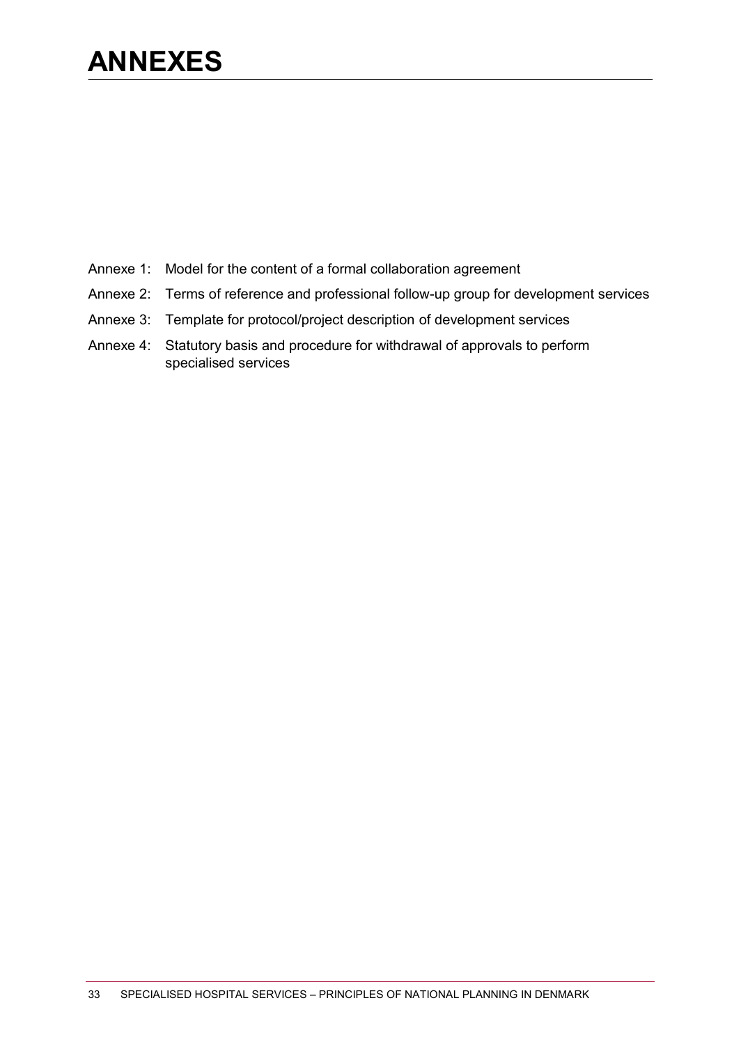# ANNEXES

Annexe 1: Model for the content of a formal collaboration agreement

Annexe 2: Terms of reference and professional follow-up group for development services

Annexe 3: Template for protocol/project description of development services

Annexe 4: Statutory basis and procedure for withdrawal of approvals to perform specialised services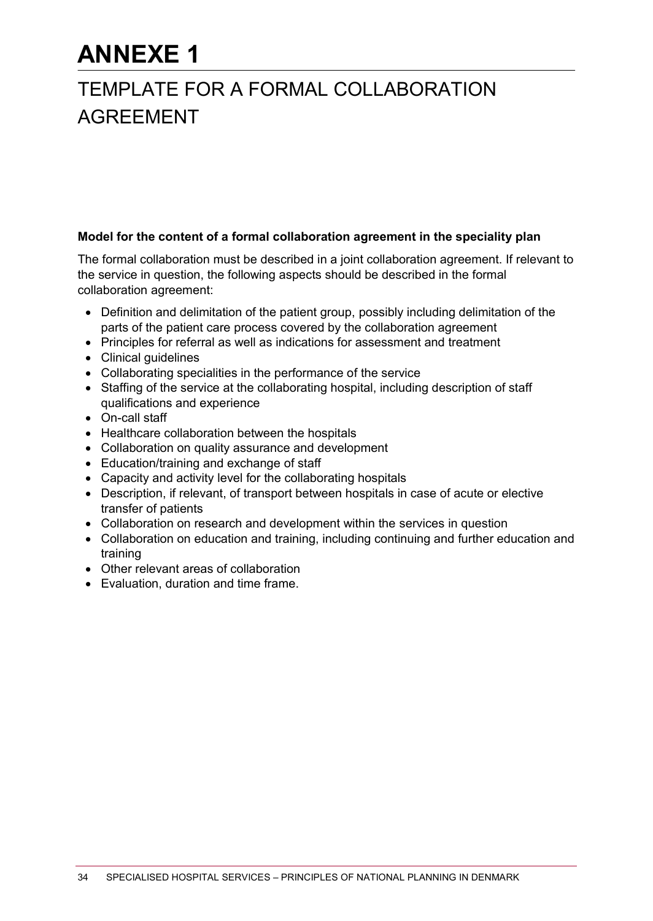# ANNEXE 1

## TEMPLATE FOR A FORMAL COLLABORATION AGREEMENT

**Model for the content of a formal collaboration agreement in the speciality plan**

The formal collaboration must be described in a joint collaboration agreement. If relevant to the service in question, the following aspects should be described in the formal collaboration agreement:

- Definition and delimitation of the patient group, possibly including delimitation of the parts of the patient care process covered by the collaboration agreement
- Principles for referral as well as indications for assessment and treatment
- Clinical guidelines
- Collaborating specialities in the performance of the service
- Staffing of the service at the collaborating hospital, including description of staff qualifications and experience
- On-call staff
- Healthcare collaboration between the hospitals
- Collaboration on quality assurance and development
- Education/training and exchange of staff
- Capacity and activity level for the collaborating hospitals
- Description, if relevant, of transport between hospitals in case of acute or elective transfer of patients
- Collaboration on research and development within the services in question
- Collaboration on education and training, including continuing and further education and training
- Other relevant areas of collaboration
- Evaluation, duration and time frame.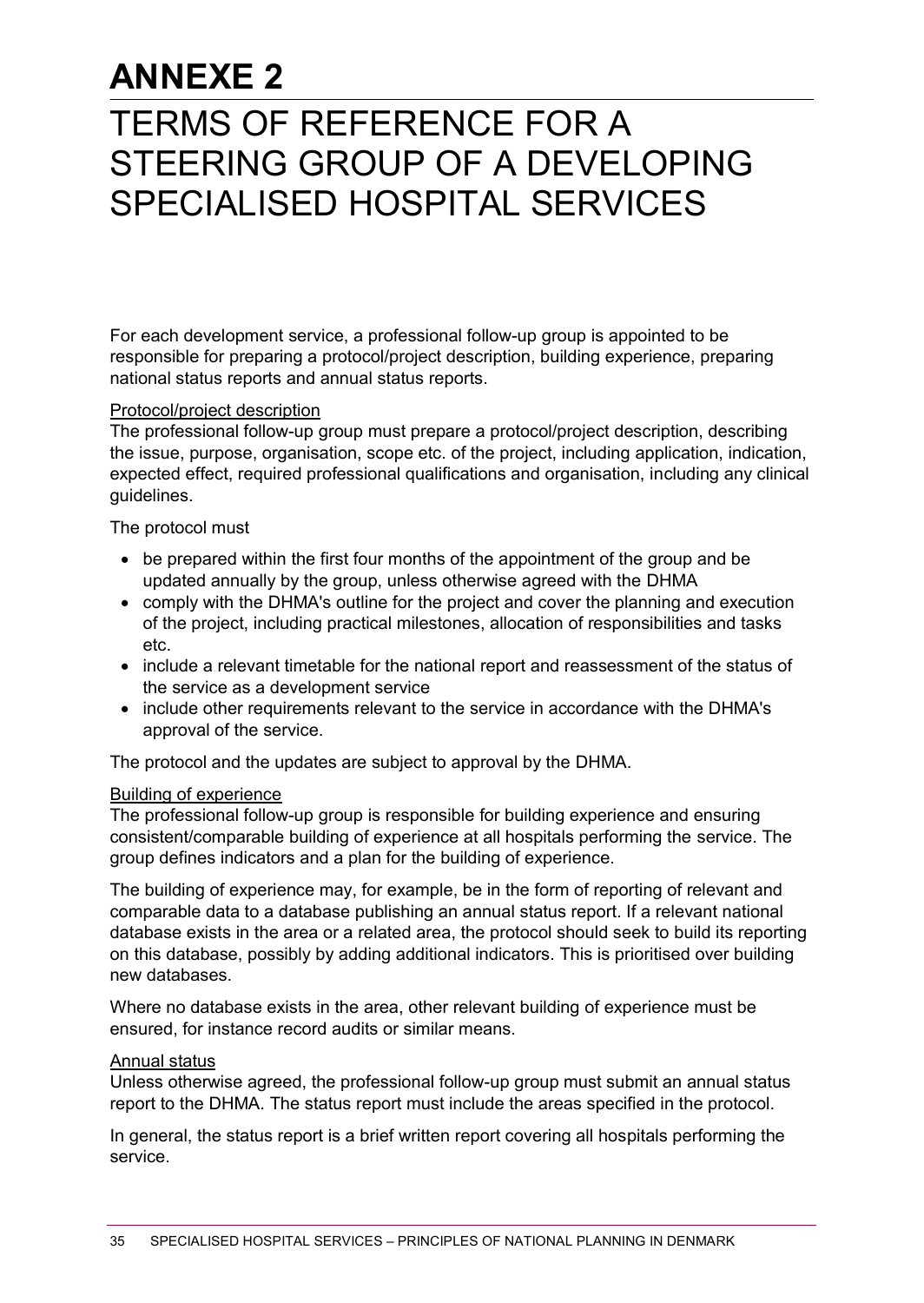# ANNEXE 2

# TERMS OF REFERENCE FOR A STEERING GROUP OF A DEVELOPING SPECIALISED HOSPITAL SERVICES

For each development service, a professional follow-up group is appointed to be responsible for preparing a protocol/project description, building experience, preparing national status reports and annual status reports.

Protocol/project description

The professional follow-up group must prepare a protocol/project description, describing the issue, purpose, organisation, scope etc. of the project, including application, indication, expected effect, required professional qualifications and organisation, including any clinical guidelines.

The protocol must

- be prepared within the first four months of the appointment of the group and be updated annually by the group, unless otherwise agreed with the DHMA
- comply with the DHMA's outline for the project and cover the planning and execution of the project, including practical milestones, allocation of responsibilities and tasks etc.
- include a relevant timetable for the national report and reassessment of the status of the service as a development service
- include other requirements relevant to the service in accordance with the DHMA's approval of the service.

The protocol and the updates are subject to approval by the DHMA.

Building of experience

The professional follow-up group is responsible for building experience and ensuring consistent/comparable building of experience at all hospitals performing the service. The group defines indicators and a plan for the building of experience.

The building of experience may, for example, be in the form of reporting of relevant and comparable data to a database publishing an annual status report. If a relevant national database exists in the area or a related area, the protocol should seek to build its reporting on this database, possibly by adding additional indicators. This is prioritised over building new databases.

Where no database exists in the area, other relevant building of experience must be ensured, for instance record audits or similar means.

Annual status

Unless otherwise agreed, the professional follow-up group must submit an annual status report to the DHMA. The status report must include the areas specified in the protocol.

In general, the status report is a brief written report covering all hospitals performing the service.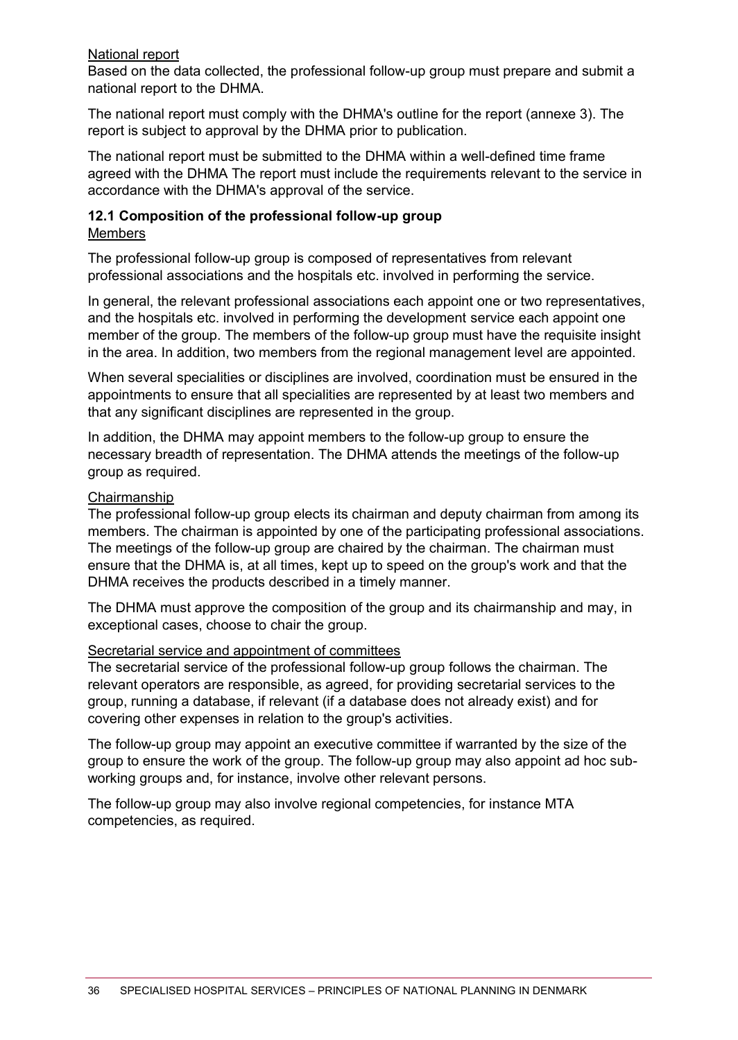National report

Based on the data collected, the professional follow-up group must prepare and submit a national report to the DHMA.

The national report must comply with the DHMA's outline for the report (annexe 3). The report is subject to approval by the DHMA prior to publication.

The national report must be submitted to the DHMA within a well-defined time frame agreed with the DHMA The report must include the requirements relevant to the service in accordance with the DHMA's approval of the service.

### 12.1 Composition of the professional follow-up group

Members

The professional follow-up group is composed of representatives from relevant professional associations and the hospitals etc. involved in performing the service.

In general, the relevant professional associations each appoint one or two representatives, and the hospitals etc. involved in performing the development service each appoint one member of the group. The members of the follow-up group must have the requisite insight in the area. In addition, two members from the regional management level are appointed.

When several specialities or disciplines are involved, coordination must be ensured in the appointments to ensure that all specialities are represented by at least two members and that any significant disciplines are represented in the group.

In addition, the DHMA may appoint members to the follow-up group to ensure the necessary breadth of representation. The DHMA attends the meetings of the follow-up group as required.

Chairmanship

The professional follow-up group elects its chairman and deputy chairman from among its members. The chairman is appointed by one of the participating professional associations. The meetings of the follow-up group are chaired by the chairman. The chairman must ensure that the DHMA is, at all times, kept up to speed on the group's work and that the DHMA receives the products described in a timely manner.

The DHMA must approve the composition of the group and its chairmanship and may, in exceptional cases, choose to chair the group.

Secretarial service and appointment of committees

The secretarial service of the professional follow-up group follows the chairman. The relevant operators are responsible, as agreed, for providing secretarial services to the group, running a database, if relevant (if a database does not already exist) and for covering other expenses in relation to the group's activities.

The follow-up group may appoint an executive committee if warranted by the size of the group to ensure the work of the group. The follow-up group may also appoint ad hoc sub-working groups and, for instance, involve other relevant persons.

The follow-up group may also involve regional competencies, for instance MTA competencies, as required.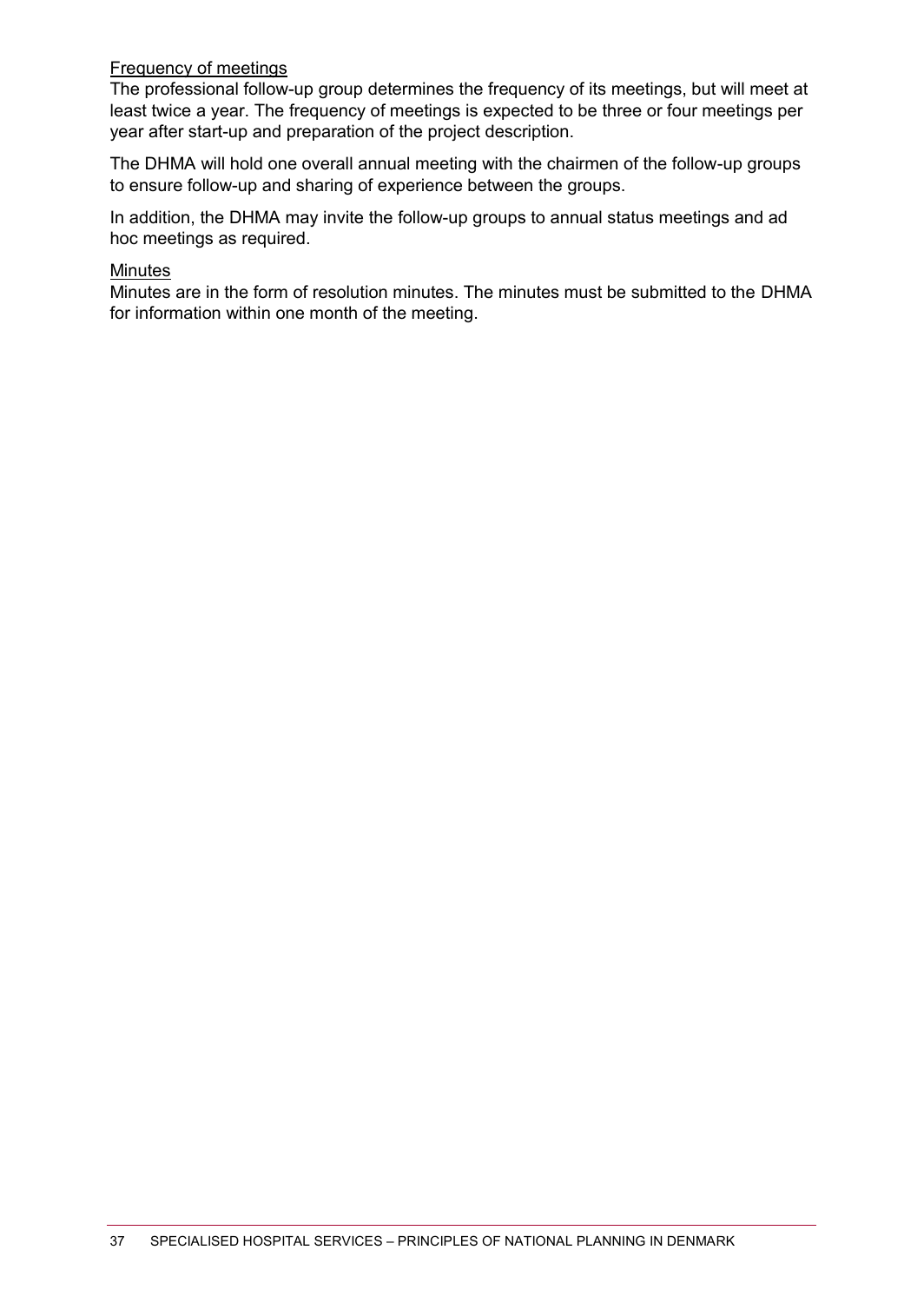Frequency of meetings

The professional follow-up group determines the frequency of its meetings, but will meet at least twice a year. The frequency of meetings is expected to be three or four meetings per year after start-up and preparation of the project description.

The DHMA will hold one overall annual meeting with the chairmen of the follow-up groups to ensure follow-up and sharing of experience between the groups.

In addition, the DHMA may invite the follow-up groups to annual status meetings and ad hoc meetings as required.

Minutes

Minutes are in the form of resolution minutes. The minutes must be submitted to the DHMA for information within one month of the meeting.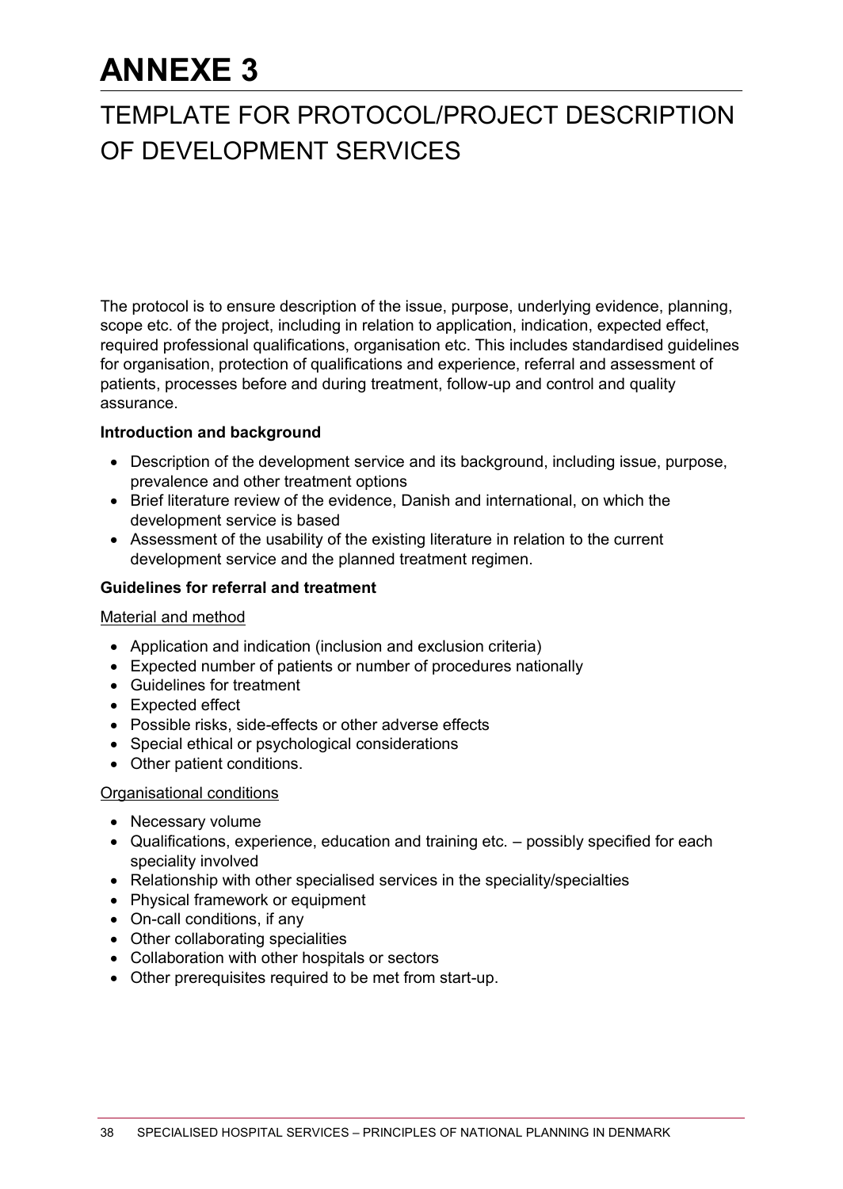# ANNEXE 3

## TEMPLATE FOR PROTOCOL/PROJECT DESCRIPTION OF DEVELOPMENT SERVICES

The protocol is to ensure description of the issue, purpose, underlying evidence, planning, scope etc. of the project, including in relation to application, indication, expected effect, required professional qualifications, organisation etc. This includes standardised guidelines for organisation, protection of qualifications and experience, referral and assessment of patients, processes before and during treatment, follow-up and control and quality assurance.

**Introduction and background**

- Description of the development service and its background, including issue, purpose, prevalence and other treatment options
- Brief literature review of the evidence, Danish and international, on which the development service is based
- Assessment of the usability of the existing literature in relation to the current development service and the planned treatment regimen.

**Guidelines for referral and treatment**

<u>Material and method</u>

- Application and indication (inclusion and exclusion criteria)
- Expected number of patients or number of procedures nationally
- Guidelines for treatment
- Expected effect
- Possible risks, side-effects or other adverse effects
- Special ethical or psychological considerations
- Other patient conditions.

<u>Organisational conditions</u>

- Necessary volume
- Qualifications, experience, education and training etc. – possibly specified for each speciality involved
- Relationship with other specialised services in the speciality/specialties
- Physical framework or equipment
- On-call conditions, if any
- Other collaborating specialities
- Collaboration with other hospitals or sectors
- Other prerequisites required to be met from start-up.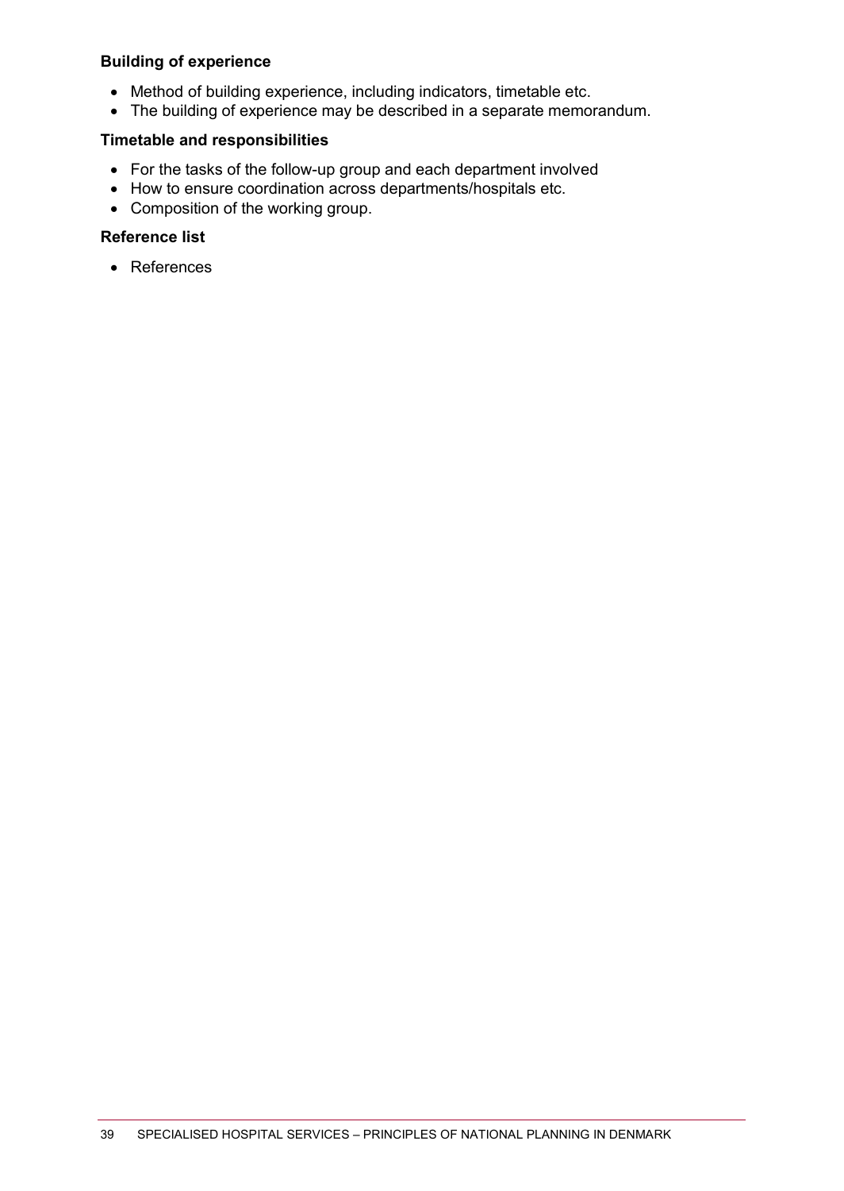**Building of experience**

- Method of building experience, including indicators, timetable etc.
- The building of experience may be described in a separate memorandum.

**Timetable and responsibilities**

- For the tasks of the follow-up group and each department involved
- How to ensure coordination across departments/hospitals etc.
- Composition of the working group.

**Reference list**

- References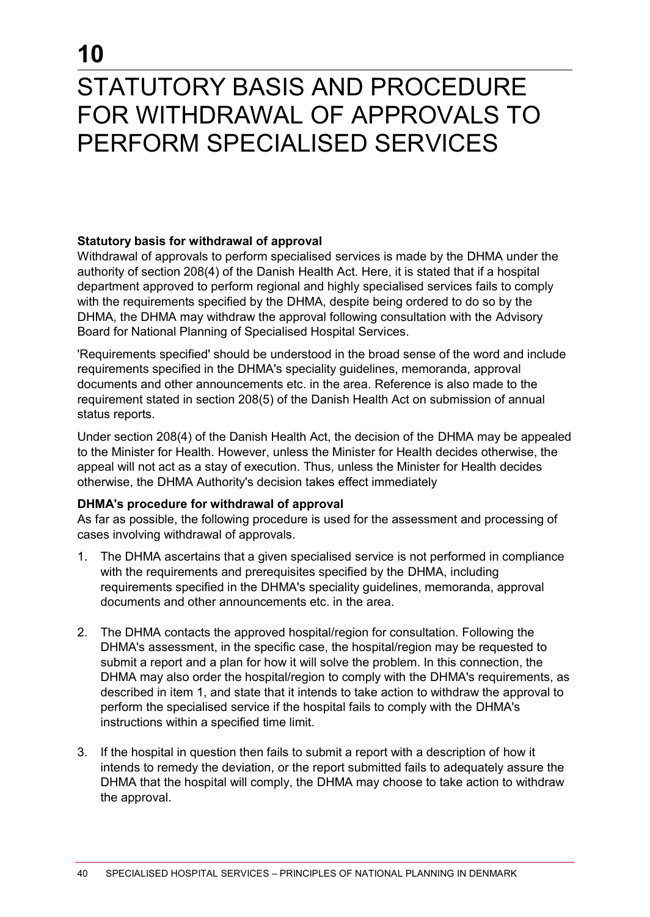# 10

# STATUTORY BASIS AND PROCEDURE FOR WITHDRAWAL OF APPROVALS TO PERFORM SPECIALISED SERVICES

**Statutory basis for withdrawal of approval**

Withdrawal of approvals to perform specialised services is made by the DHMA under the authority of section 208(4) of the Danish Health Act. Here, it is stated that if a hospital department approved to perform regional and highly specialised services fails to comply with the requirements specified by the DHMA, despite being ordered to do so by the DHMA, the DHMA may withdraw the approval following consultation with the Advisory Board for National Planning of Specialised Hospital Services.

'Requirements specified' should be understood in the broad sense of the word and include requirements specified in the DHMA's speciality guidelines, memoranda, approval documents and other announcements etc. in the area. Reference is also made to the requirement stated in section 208(5) of the Danish Health Act on submission of annual status reports.

Under section 208(4) of the Danish Health Act, the decision of the DHMA may be appealed to the Minister for Health. However, unless the Minister for Health decides otherwise, the appeal will not act as a stay of execution. Thus, unless the Minister for Health decides otherwise, the DHMA Authority's decision takes effect immediately

**DHMA's procedure for withdrawal of approval**

As far as possible, the following procedure is used for the assessment and processing of cases involving withdrawal of approvals.

1. The DHMA ascertains that a given specialised service is not performed in compliance with the requirements and prerequisites specified by the DHMA, including requirements specified in the DHMA's speciality guidelines, memoranda, approval documents and other announcements etc. in the area.

2. The DHMA contacts the approved hospital/region for consultation. Following the DHMA's assessment, in the specific case, the hospital/region may be requested to submit a report and a plan for how it will solve the problem. In this connection, the DHMA may also order the hospital/region to comply with the DHMA's requirements, as described in item 1, and state that it intends to take action to withdraw the approval to perform the specialised service if the hospital fails to comply with the DHMA's instructions within a specified time limit.

3. If the hospital in question then fails to submit a report with a description of how it intends to remedy the deviation, or the report submitted fails to adequately assure the DHMA that the hospital will comply, the DHMA may choose to take action to withdraw the approval.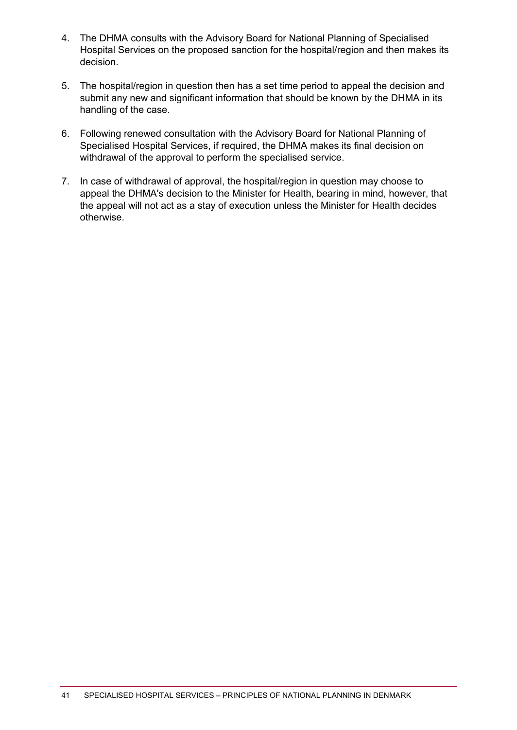4. The DHMA consults with the Advisory Board for National Planning of Specialised Hospital Services on the proposed sanction for the hospital/region and then makes its decision.

5. The hospital/region in question then has a set time period to appeal the decision and submit any new and significant information that should be known by the DHMA in its handling of the case.

6. Following renewed consultation with the Advisory Board for National Planning of Specialised Hospital Services, if required, the DHMA makes its final decision on withdrawal of the approval to perform the specialised service.

7. In case of withdrawal of approval, the hospital/region in question may choose to appeal the DHMA's decision to the Minister for Health, bearing in mind, however, that the appeal will not act as a stay of execution unless the Minister for Health decides otherwise.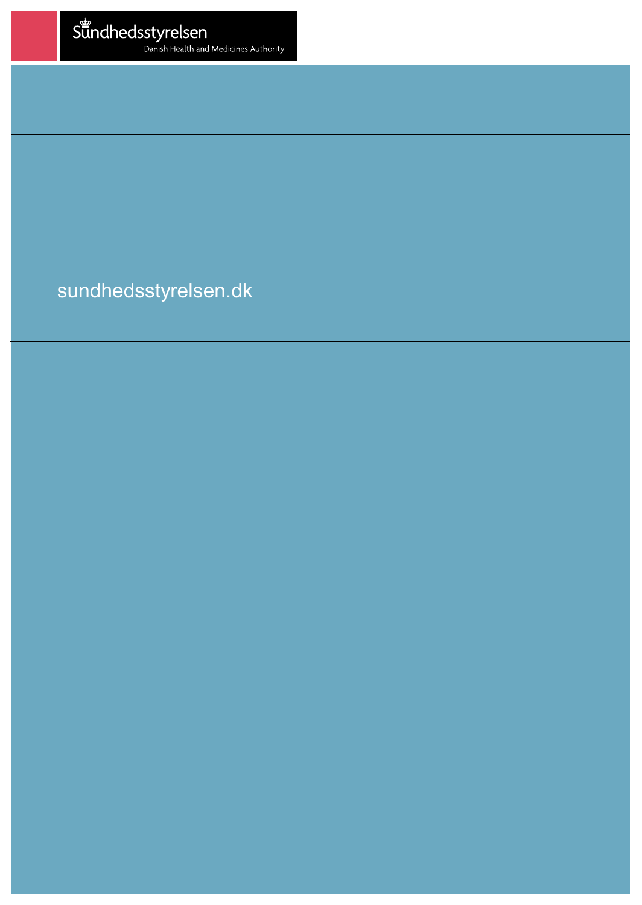Sundhedsstyrelsen

Danish Health and Medicines Authority

sundhedsstyrelsen.dk